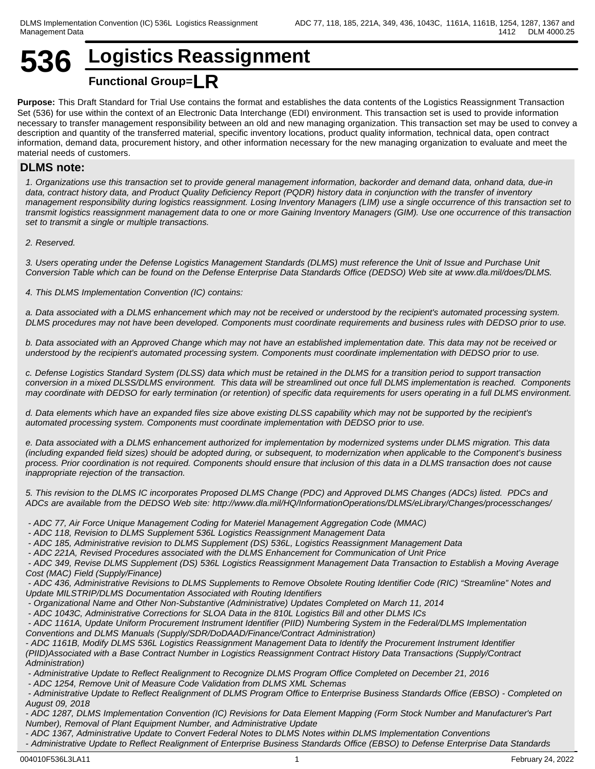# 536 Logistics Reassignment

**Functional Group=LR**

**Purpose:** This Draft Standard for Trial Use contains the format and establishes the data contents of the Logistics Reassignment Transaction Set (536) for use within the context of an Electronic Data Interchange (EDI) environment. This transaction set is used to provide information necessary to transfer management responsibility between an old and new managing organization. This transaction set may be used to convey a description and quantity of the transferred material, specific inventory locations, product quality information, technical data, open contract information, demand data, procurement history, and other information necessary for the new managing organization to evaluate and meet the material needs of customers.

## DLMS note:

*1. Organizations use this transaction set to provide general management information, backorder and demand data, onhand data, due-in data, contract history data, and Product Quality Deficiency Report (PQDR) history data in conjunction with the transfer of inventory management responsibility during logistics reassignment. Losing Inventory Managers (LIM) use a single occurrence of this transaction set to transmit logistics reassignment management data to one or more Gaining Inventory Managers (GIM). Use one occurrence of this transaction set to transmit a single or multiple transactions.*

*2. Reserved.*

*3. Users operating under the Defense Logistics Management Standards (DLMS) must reference the Unit of Issue and Purchase Unit Conversion Table which can be found on the Defense Enterprise Data Standards Office (DEDSO) Web site at www.dla.mil/does/DLMS.*

*4. This DLMS Implementation Convention (IC) contains:*

*a. Data associated with a DLMS enhancement which may not be received or understood by the recipient's automated processing system. DLMS procedures may not have been developed. Components must coordinate requirements and business rules with DEDSO prior to use.*

*b. Data associated with an Approved Change which may not have an established implementation date. This data may not be received or understood by the recipient's automated processing system. Components must coordinate implementation with DEDSO prior to use.*

*c. Defense Logistics Standard System (DLSS) data which must be retained in the DLMS for a transition period to support transaction conversion in a mixed DLSS/DLMS environment. This data will be streamlined out once full DLMS implementation is reached. Components may coordinate with DEDSO for early termination (or retention) of specific data requirements for users operating in a full DLMS environment.*

*d. Data elements which have an expanded files size above existing DLSS capability which may not be supported by the recipient's automated processing system. Components must coordinate implementation with DEDSO prior to use.*

*e. Data associated with a DLMS enhancement authorized for implementation by modernized systems under DLMS migration. This data (including expanded field sizes) should be adopted during, or subsequent, to modernization when applicable to the Component's business process. Prior coordination is not required. Components should ensure that inclusion of this data in a DLMS transaction does not cause inappropriate rejection of the transaction.*

*5. This revision to the DLMS IC incorporates Proposed DLMS Change (PDC) and Approved DLMS Changes (ADCs) listed. PDCs and ADCs are available from the DEDSO Web site: http://www.dla.mil/HQ/InformationOperations/DLMS/eLibrary/Changes/processchanges/*

- *ADC 77, Air Force Unique Management Coding for Materiel Management Aggregation Code (MMAC)*
- *ADC 118, Revision to DLMS Supplement 536L Logistics Reassignment Management Data*
- *ADC 185, Administrative revision to DLMS Supplement (DS) 536L, Logistics Reassignment Management Data*
- *ADC 221A, Revised Procedures associated with the DLMS Enhancement for Communication of Unit Price*
- *ADC 349, Revise DLMS Supplement (DS) 536L Logistics Reassignment Management Data Transaction to Establish a Moving Average Cost (MAC) Field (Supply/Finance)*
- *ADC 436, Administrative Revisions to DLMS Supplements to Remove Obsolete Routing Identifier Code (RIC) "Streamline" Notes and Update MILSTRIP/DLMS Documentation Associated with Routing Identifiers*
- *Organizational Name and Other Non-Substantive (Administrative) Updates Completed on March 11, 2014*
- *ADC 1043C, Administrative Corrections for SLOA Data in the 810L Logistics Bill and other DLMS ICs*
- *ADC 1161A, Update Uniform Procurement Instrument Identifier (PIID) Numbering System in the Federal/DLMS Implementation Conventions and DLMS Manuals (Supply/SDR/DoDAAD/Finance/Contract Administration)*
- *ADC 1161B, Modify DLMS 536L Logistics Reassignment Management Data to Identify the Procurement Instrument Identifier (PIID)Associated with a Base Contract Number in Logistics Reassignment Contract History Data Transactions (Supply/Contract Administration)*
- *Administrative Update to Reflect Realignment to Recognize DLMS Program Office Completed on December 21, 2016*
- *ADC 1254, Remove Unit of Measure Code Validation from DLMS XML Schemas*
- *Administrative Update to Reflect Realignment of DLMS Program Office to Enterprise Business Standards Office (EBSO) - Completed on August 09, 2018*
- *ADC 1287, DLMS Implementation Convention (IC) Revisions for Data Element Mapping (Form Stock Number and Manufacturer's Part Number), Removal of Plant Equipment Number, and Administrative Update*
- *ADC 1367, Administrative Update to Convert Federal Notes to DLMS Notes within DLMS Implementation Conventions*
- *Administrative Update to Reflect Realignment of Enterprise Business Standards Office (EBSO) to Defense Enterprise Data Standards*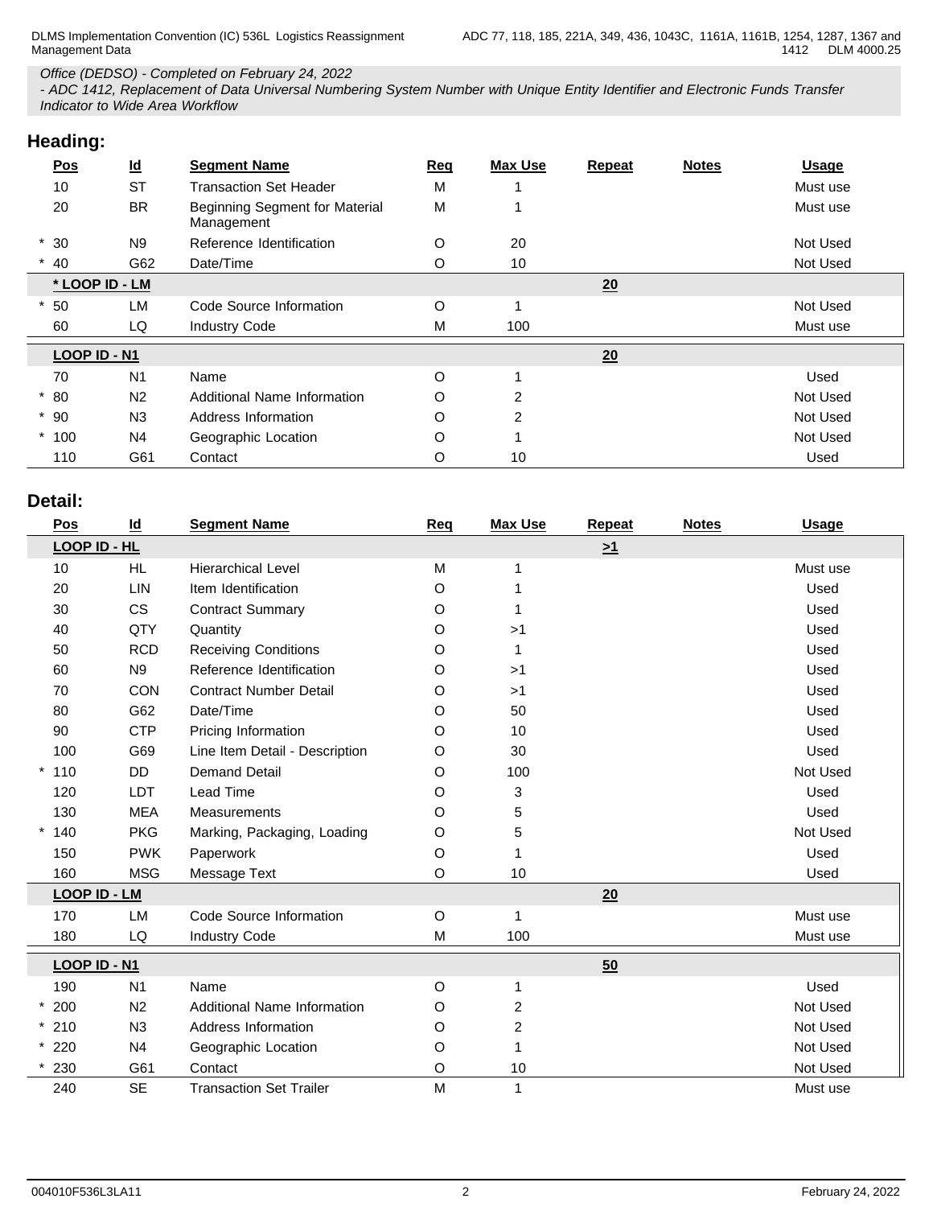*Office (DEDSO) - Completed on February 24, 2022*
*- ADC 1412, Replacement of Data Universal Numbering System Number with Unique Entity Identifier and Electronic Funds Transfer Indicator to Wide Area Workflow*

## Heading:

| Pos | Id | Segment Name | Req | Max Use | Repeat | Notes | Usage |
|---|---|---|---|---|---|---|---|
| 10 | ST | Transaction Set Header | M | 1 | | | Must use |
| 20 | BR | Beginning Segment for Material Management | M | 1 | | | Must use |
| * 30 | N9 | Reference Identification | O | 20 | | | Not Used |
| * 40 | G62 | Date/Time | O | 10 | | | Not Used |
| **\* LOOP ID - LM** | | | | | 20 | | |
| * 50 | LM | Code Source Information | O | 1 | | | Not Used |
| 60 | LQ | Industry Code | M | 100 | | | Must use |
| **LOOP ID - N1** | | | | | 20 | | |
| 70 | N1 | Name | O | 1 | | | Used |
| * 80 | N2 | Additional Name Information | O | 2 | | | Not Used |
| * 90 | N3 | Address Information | O | 2 | | | Not Used |
| * 100 | N4 | Geographic Location | O | 1 | | | Not Used |
| 110 | G61 | Contact | O | 10 | | | Used |

## Detail:

| Pos | Id | Segment Name | Req | Max Use | Repeat | Notes | Usage |
|---|---|---|---|---|---|---|---|
| **LOOP ID - HL** | | | | | >1 | | |
| 10 | HL | Hierarchical Level | M | 1 | | | Must use |
| 20 | LIN | Item Identification | O | 1 | | | Used |
| 30 | CS | Contract Summary | O | 1 | | | Used |
| 40 | QTY | Quantity | O | >1 | | | Used |
| 50 | RCD | Receiving Conditions | O | 1 | | | Used |
| 60 | N9 | Reference Identification | O | >1 | | | Used |
| 70 | CON | Contract Number Detail | O | >1 | | | Used |
| 80 | G62 | Date/Time | O | 50 | | | Used |
| 90 | CTP | Pricing Information | O | 10 | | | Used |
| 100 | G69 | Line Item Detail - Description | O | 30 | | | Used |
| * 110 | DD | Demand Detail | O | 100 | | | Not Used |
| 120 | LDT | Lead Time | O | 3 | | | Used |
| 130 | MEA | Measurements | O | 5 | | | Used |
| * 140 | PKG | Marking, Packaging, Loading | O | 5 | | | Not Used |
| 150 | PWK | Paperwork | O | 1 | | | Used |
| 160 | MSG | Message Text | O | 10 | | | Used |
| **LOOP ID - LM** | | | | | 20 | | |
| 170 | LM | Code Source Information | O | 1 | | | Must use |
| 180 | LQ | Industry Code | M | 100 | | | Must use |
| **LOOP ID - N1** | | | | | 50 | | |
| 190 | N1 | Name | O | 1 | | | Used |
| * 200 | N2 | Additional Name Information | O | 2 | | | Not Used |
| * 210 | N3 | Address Information | O | 2 | | | Not Used |
| * 220 | N4 | Geographic Location | O | 1 | | | Not Used |
| * 230 | G61 | Contact | O | 10 | | | Not Used |
| 240 | SE | Transaction Set Trailer | M | 1 | | | Must use |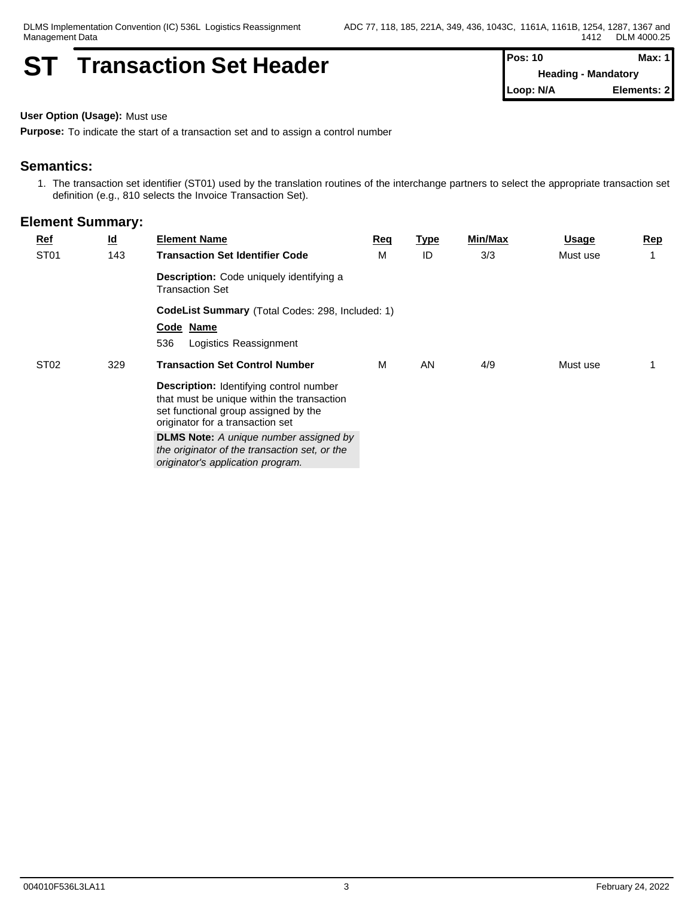# ST Transaction Set Header

| Pos: 10 | Max: 1 |
|---|---|
| Heading - Mandatory | |
| Loop: N/A | Elements: 2 |

**User Option (Usage):** Must use

**Purpose:** To indicate the start of a transaction set and to assign a control number

## Semantics:

1. The transaction set identifier (ST01) used by the translation routines of the interchange partners to select the appropriate transaction set definition (e.g., 810 selects the Invoice Transaction Set).

## Element Summary:

| Ref | Id | Element Name | Req | Type | Min/Max | Usage | Rep |
|---|---|---|---|---|---|---|---|
| ST01 | 143 | **Transaction Set Identifier Code** | M | ID | 3/3 | Must use | 1 |
| | | **Description:** Code uniquely identifying a Transaction Set | | | | | |
| | | **CodeList Summary** (Total Codes: 298, Included: 1) | | | | | |
| | | **Code Name** | | | | | |
| | | 536 Logistics Reassignment | | | | | |
| ST02 | 329 | **Transaction Set Control Number** | M | AN | 4/9 | Must use | 1 |
| | | **Description:** Identifying control number that must be unique within the transaction set functional group assigned by the originator for a transaction set | | | | | |
| | | **DLMS Note:** *A unique number assigned by the originator of the transaction set, or the originator's application program.* | | | | | |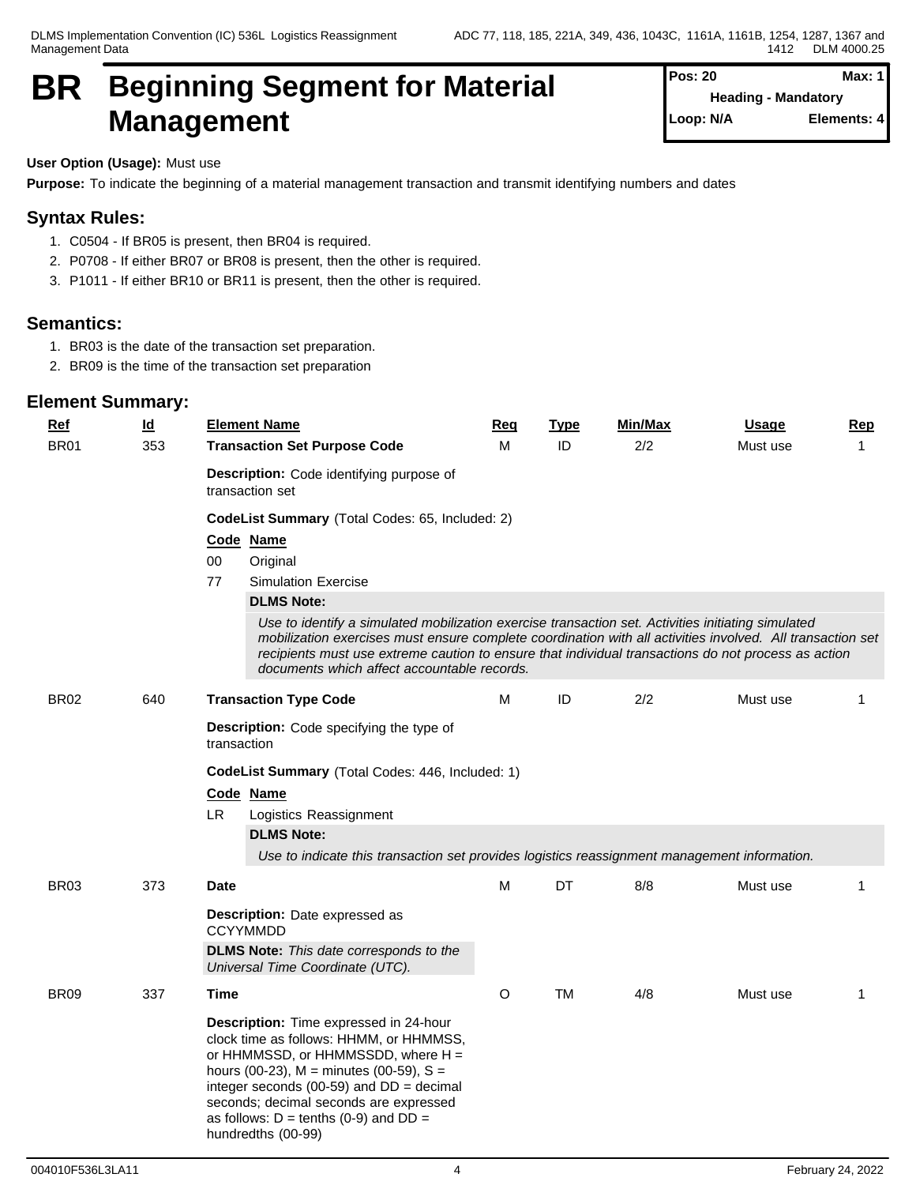# BR Beginning Segment for Material Management

| Pos: 20 | Max: 1 |
|---|---|
| Heading - Mandatory | |
| Loop: N/A | Elements: 4 |

**User Option (Usage):** Must use

**Purpose:** To indicate the beginning of a material management transaction and transmit identifying numbers and dates

## Syntax Rules:

1. C0504 - If BR05 is present, then BR04 is required.
2. P0708 - If either BR07 or BR08 is present, then the other is required.
3. P1011 - If either BR10 or BR11 is present, then the other is required.

## Semantics:

1. BR03 is the date of the transaction set preparation.
2. BR09 is the time of the transaction set preparation

## Element Summary:

| Ref | Id | Element Name | Req | Type | Min/Max | Usage | Rep |
|---|---|---|---|---|---|---|---|
| BR01 | 353 | **Transaction Set Purpose Code** | M | ID | 2/2 | Must use | 1 |
| BR02 | 640 | **Transaction Type Code** | M | ID | 2/2 | Must use | 1 |
| BR03 | 373 | **Date** | M | DT | 8/8 | Must use | 1 |
| BR09 | 337 | **Time** | O | TM | 4/8 | Must use | 1 |

### BR01 – Transaction Set Purpose Code

**Description:** Code identifying purpose of transaction set

**CodeList Summary** (Total Codes: 65, Included: 2)

| Code | Name |
|---|---|
| 00 | Original |
| 77 | Simulation Exercise |

**DLMS Note:**

*Use to identify a simulated mobilization exercise transaction set. Activities initiating simulated mobilization exercises must ensure complete coordination with all activities involved. All transaction set recipients must use extreme caution to ensure that individual transactions do not process as action documents which affect accountable records.*

### BR02 – Transaction Type Code

**Description:** Code specifying the type of transaction

**CodeList Summary** (Total Codes: 446, Included: 1)

| Code | Name |
|---|---|
| LR | Logistics Reassignment |

**DLMS Note:**

*Use to indicate this transaction set provides logistics reassignment management information.*

### BR03 – Date

**Description:** Date expressed as CCYYMMDD

**DLMS Note:** *This date corresponds to the Universal Time Coordinate (UTC).*

### BR09 – Time

**Description:** Time expressed in 24-hour clock time as follows: HHMM, or HHMMSS, or HHMMSSD, or HHMMSSDD, where H = hours (00-23), M = minutes (00-59), S = integer seconds (00-59) and DD = decimal seconds; decimal seconds are expressed as follows: D = tenths (0-9) and DD = hundredths (00-99)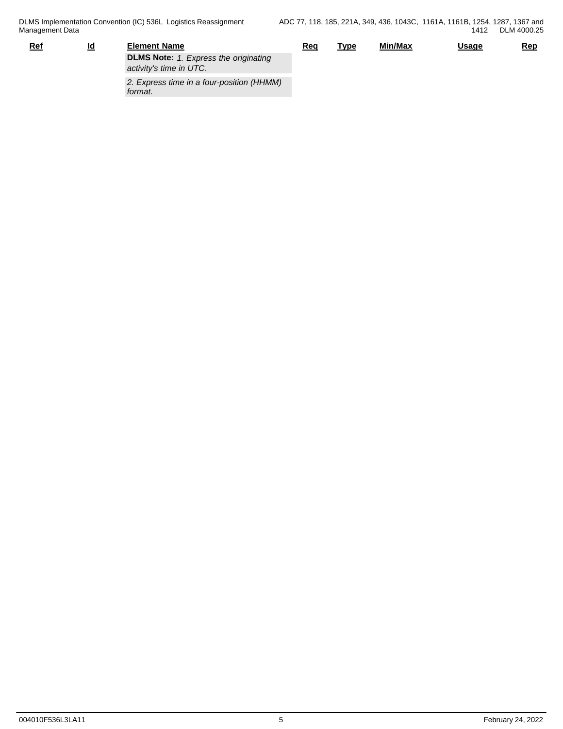| Ref | Id | Element Name | Req | Type | Min/Max | Usage | Rep |
|---|---|---|---|---|---|---|---|
| | | **DLMS Note:** *1. Express the originating activity's time in UTC.* | | | | | |
| | | *2. Express time in a four-position (HHMM) format.* | | | | | |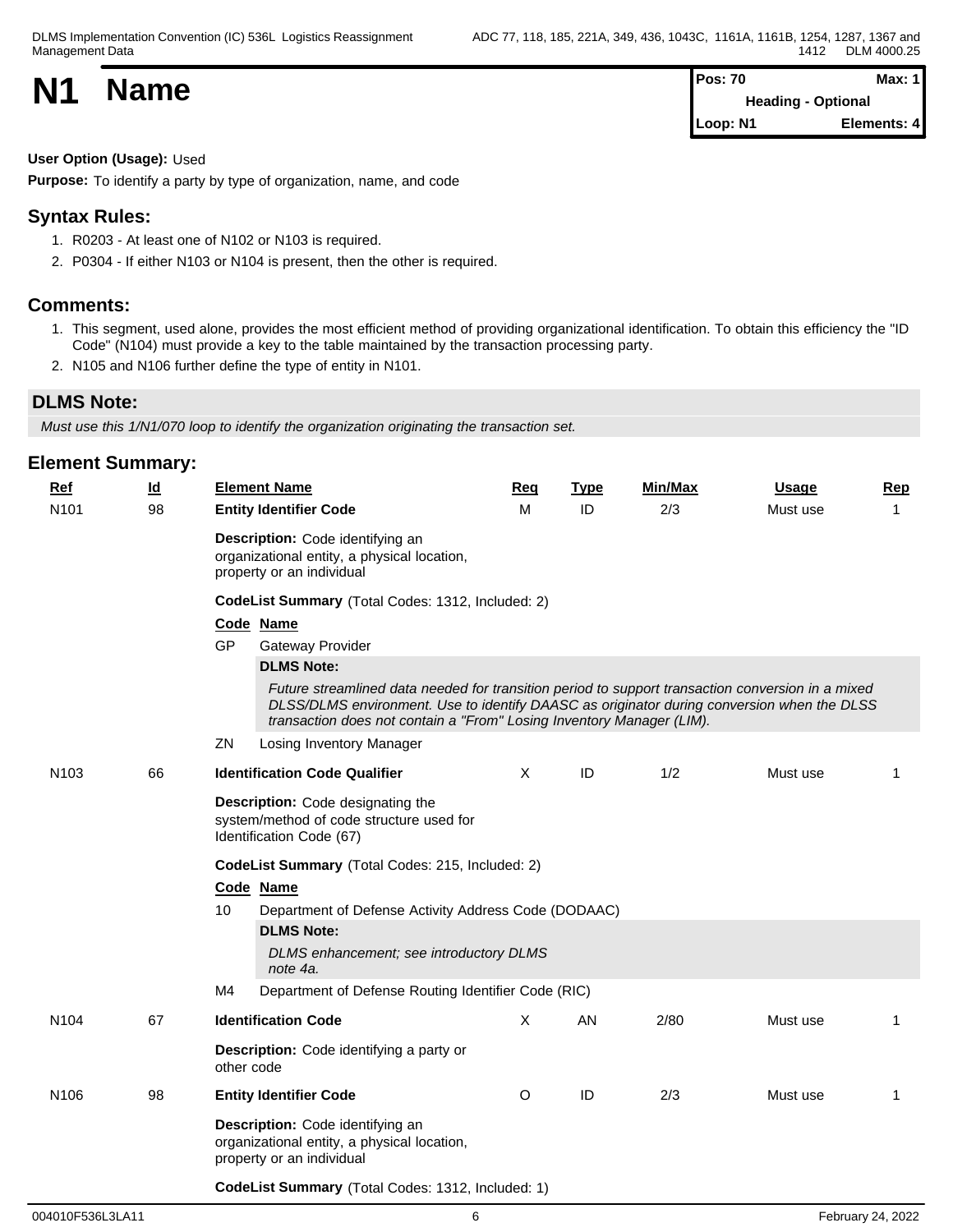# N1 Name

| Pos: 70 | Max: 1 |
|---|---|
| Heading - Optional | |
| Loop: N1 | Elements: 4 |

**User Option (Usage):** Used

**Purpose:** To identify a party by type of organization, name, and code

## Syntax Rules:

1. R0203 - At least one of N102 or N103 is required.
2. P0304 - If either N103 or N104 is present, then the other is required.

## Comments:

1. This segment, used alone, provides the most efficient method of providing organizational identification. To obtain this efficiency the "ID Code" (N104) must provide a key to the table maintained by the transaction processing party.
2. N105 and N106 further define the type of entity in N101.

## DLMS Note:

*Must use this 1/N1/070 loop to identify the organization originating the transaction set.*

## Element Summary:

| Ref | Id | Element Name | Req | Type | Min/Max | Usage | Rep |
|---|---|---|---|---|---|---|---|
| N101 | 98 | **Entity Identifier Code** | M | ID | 2/3 | Must use | 1 |

**Description:** Code identifying an organizational entity, a physical location, property or an individual

**CodeList Summary** (Total Codes: 1312, Included: 2)

| Code | Name |
|---|---|
| GP | Gateway Provider |
| ZN | Losing Inventory Manager |

GP **DLMS Note:**

*Future streamlined data needed for transition period to support transaction conversion in a mixed DLSS/DLMS environment. Use to identify DAASC as originator during conversion when the DLSS transaction does not contain a "From" Losing Inventory Manager (LIM).*

| Ref | Id | Element Name | Req | Type | Min/Max | Usage | Rep |
|---|---|---|---|---|---|---|---|
| N103 | 66 | **Identification Code Qualifier** | X | ID | 1/2 | Must use | 1 |

**Description:** Code designating the system/method of code structure used for Identification Code (67)

**CodeList Summary** (Total Codes: 215, Included: 2)

| Code | Name |
|---|---|
| 10 | Department of Defense Activity Address Code (DODAAC) |
| M4 | Department of Defense Routing Identifier Code (RIC) |

10 **DLMS Note:**

*DLMS enhancement; see introductory DLMS note 4a.*

| Ref | Id | Element Name | Req | Type | Min/Max | Usage | Rep |
|---|---|---|---|---|---|---|---|
| N104 | 67 | **Identification Code** | X | AN | 2/80 | Must use | 1 |

**Description:** Code identifying a party or other code

| Ref | Id | Element Name | Req | Type | Min/Max | Usage | Rep |
|---|---|---|---|---|---|---|---|
| N106 | 98 | **Entity Identifier Code** | O | ID | 2/3 | Must use | 1 |

**Description:** Code identifying an organizational entity, a physical location, property or an individual

**CodeList Summary** (Total Codes: 1312, Included: 1)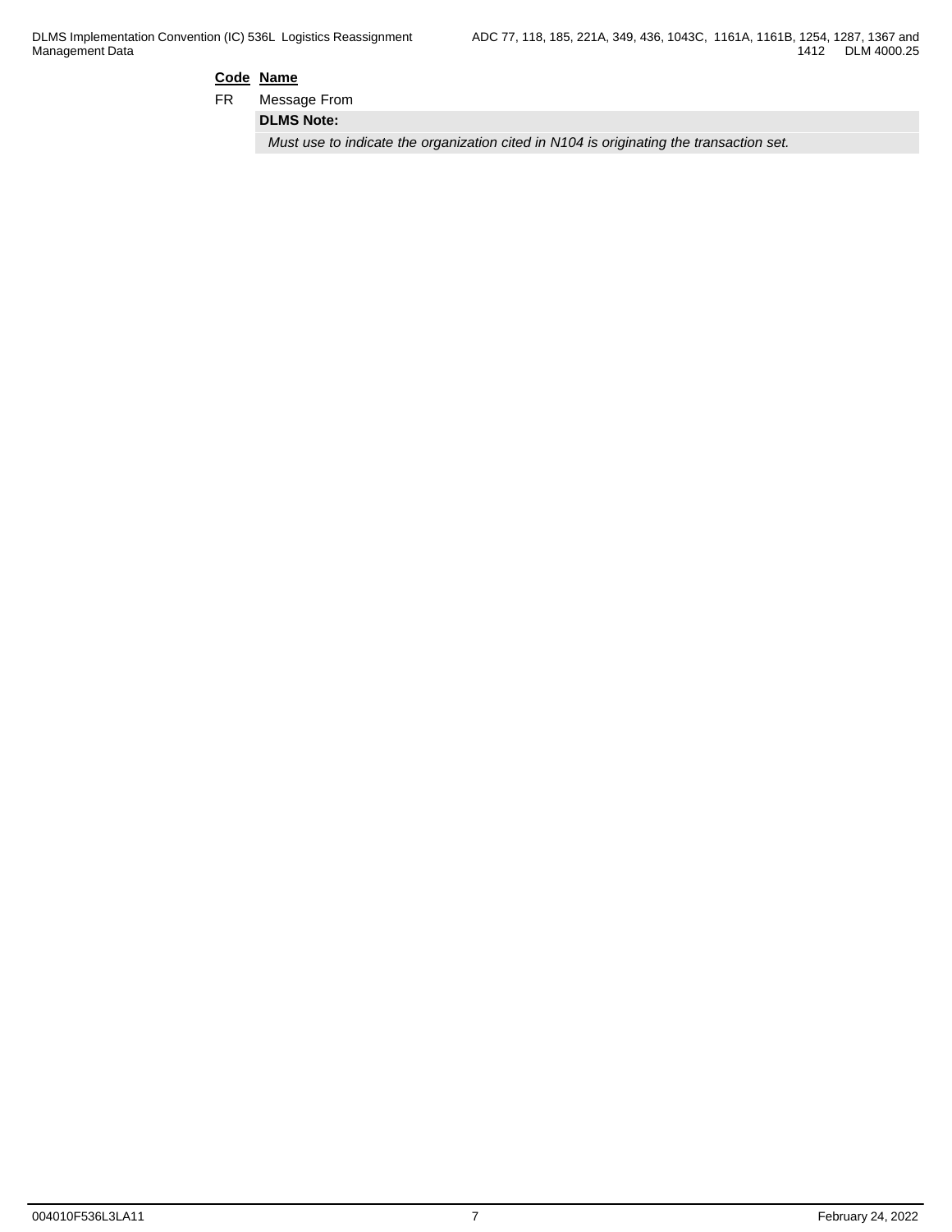| Code | Name |
|---|---|
| FR | Message From |

**DLMS Note:**

*Must use to indicate the organization cited in N104 is originating the transaction set.*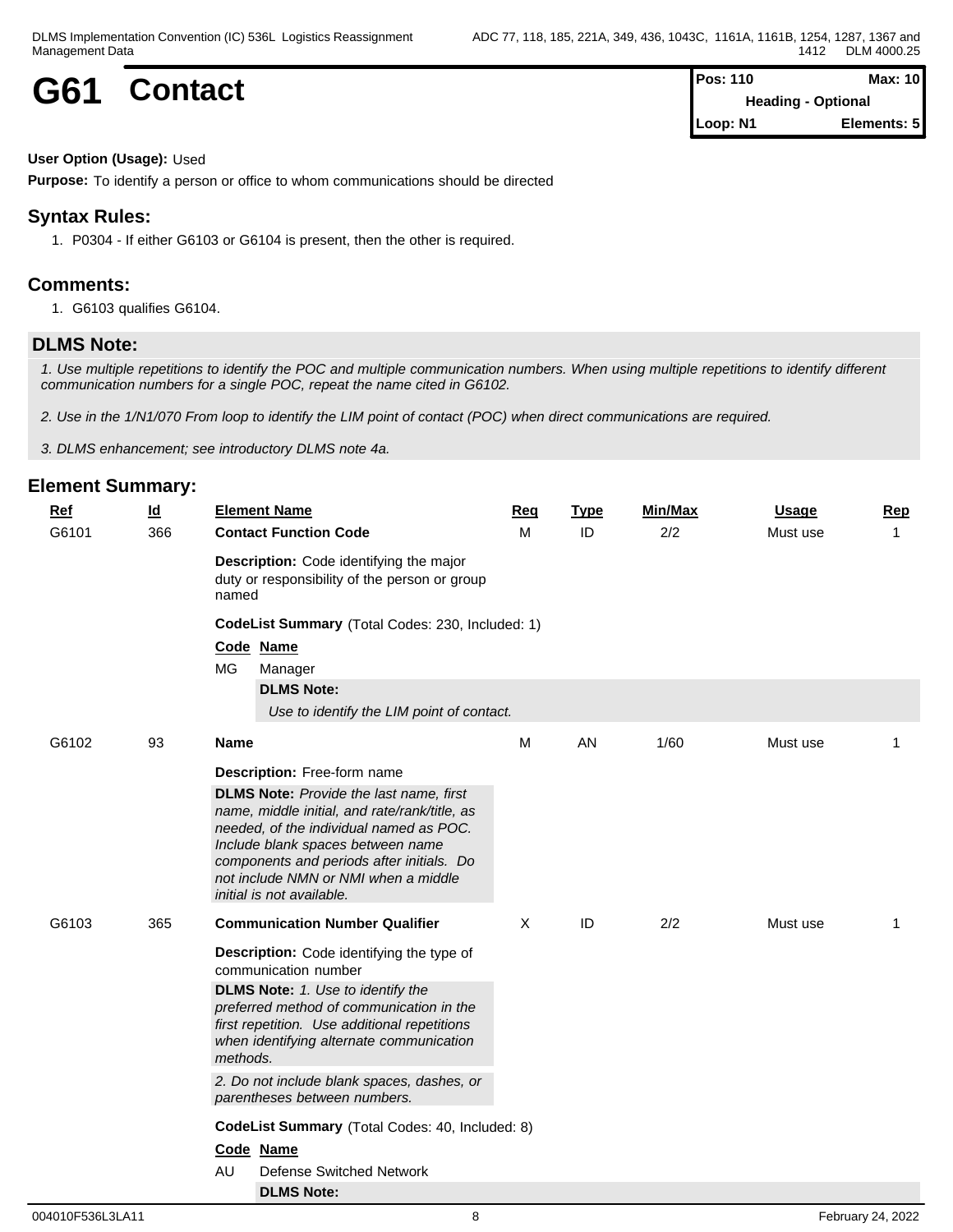# G61 Contact

| Pos: 110 | Max: 10 |
|---|---|
| Heading - Optional | |
| Loop: N1 | Elements: 5 |

**User Option (Usage):** Used

**Purpose:** To identify a person or office to whom communications should be directed

## Syntax Rules:

1. P0304 - If either G6103 or G6104 is present, then the other is required.

## Comments:

1. G6103 qualifies G6104.

## DLMS Note:

*1. Use multiple repetitions to identify the POC and multiple communication numbers. When using multiple repetitions to identify different communication numbers for a single POC, repeat the name cited in G6102.*

*2. Use in the 1/N1/070 From loop to identify the LIM point of contact (POC) when direct communications are required.*

*3. DLMS enhancement; see introductory DLMS note 4a.*

## Element Summary:

| Ref | Id | Element Name | Req | Type | Min/Max | Usage | Rep |
|---|---|---|---|---|---|---|---|
| G6101 | 366 | **Contact Function Code** | M | ID | 2/2 | Must use | 1 |
| G6102 | 93 | **Name** | M | AN | 1/60 | Must use | 1 |
| G6103 | 365 | **Communication Number Qualifier** | X | ID | 2/2 | Must use | 1 |

**G6101 - Contact Function Code**

**Description:** Code identifying the major duty or responsibility of the person or group named

**CodeList Summary** (Total Codes: 230, Included: 1)

| Code | Name |
|---|---|
| MG | Manager |

**DLMS Note:**

*Use to identify the LIM point of contact.*

**G6102 - Name**

**Description:** Free-form name

**DLMS Note:** *Provide the last name, first name, middle initial, and rate/rank/title, as needed, of the individual named as POC. Include blank spaces between name components and periods after initials. Do not include NMN or NMI when a middle initial is not available.*

**G6103 - Communication Number Qualifier**

**Description:** Code identifying the type of communication number

**DLMS Note:** *1. Use to identify the preferred method of communication in the first repetition. Use additional repetitions when identifying alternate communication methods.*

*2. Do not include blank spaces, dashes, or parentheses between numbers.*

**CodeList Summary** (Total Codes: 40, Included: 8)

| Code | Name |
|---|---|
| AU | Defense Switched Network |

**DLMS Note:**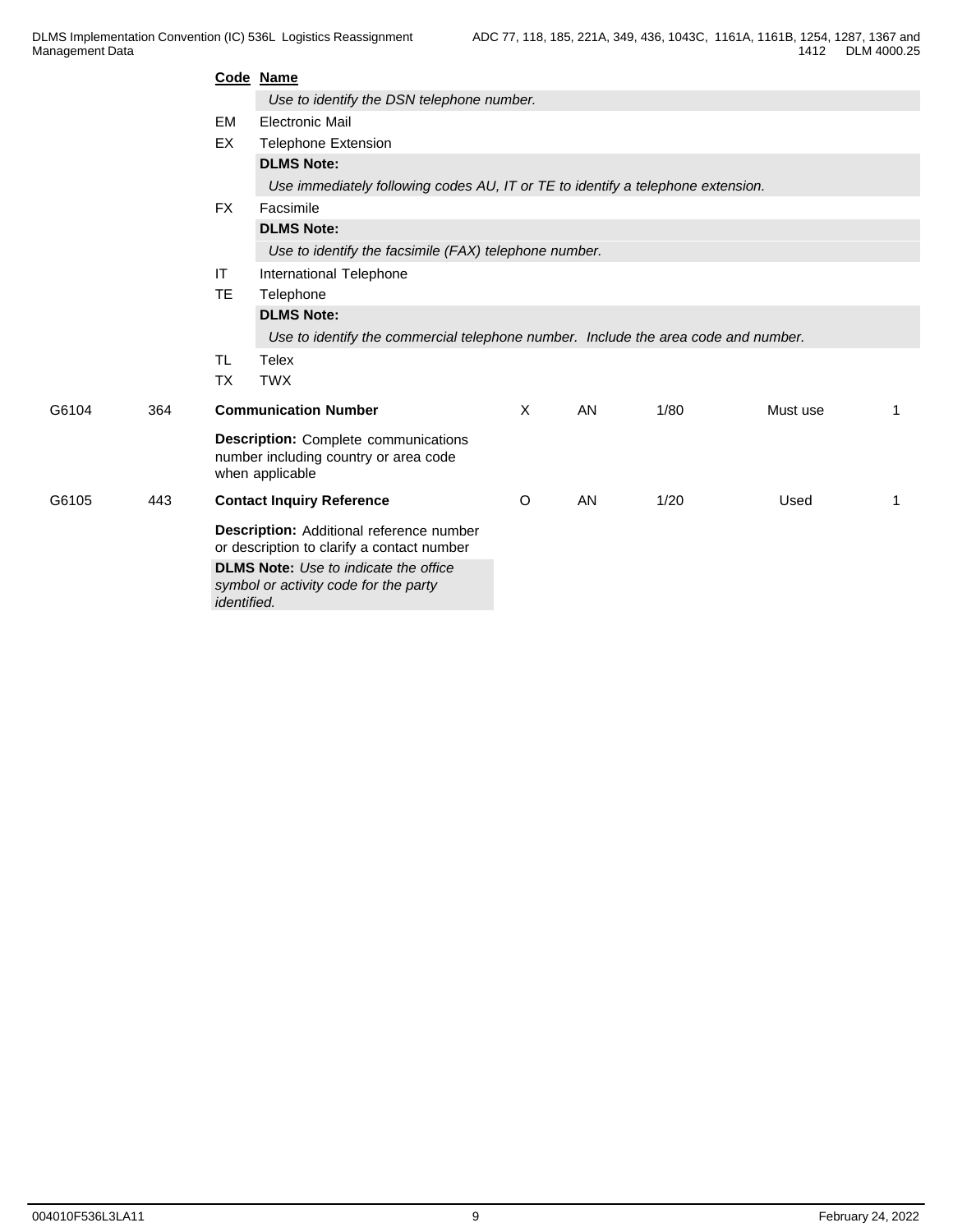| Code | Name |
|---|---|
| | *Use to identify the DSN telephone number.* |
| EM | Electronic Mail |
| EX | Telephone Extension |
| | **DLMS Note:** |
| | *Use immediately following codes AU, IT or TE to identify a telephone extension.* |
| FX | Facsimile |
| | **DLMS Note:** |
| | *Use to identify the facsimile (FAX) telephone number.* |
| IT | International Telephone |
| TE | Telephone |
| | **DLMS Note:** |
| | *Use to identify the commercial telephone number. Include the area code and number.* |
| TL | Telex |
| TX | TWX |

| | | | | | | | |
|---|---|---|---|---|---|---|---|
| G6104 | 364 | **Communication Number** | X | AN | 1/80 | Must use | 1 |
| | | **Description:** Complete communications number including country or area code when applicable | | | | | |
| G6105 | 443 | **Contact Inquiry Reference** | O | AN | 1/20 | Used | 1 |
| | | **Description:** Additional reference number or description to clarify a contact number | | | | | |
| | | **DLMS Note:** *Use to indicate the office symbol or activity code for the party identified.* | | | | | |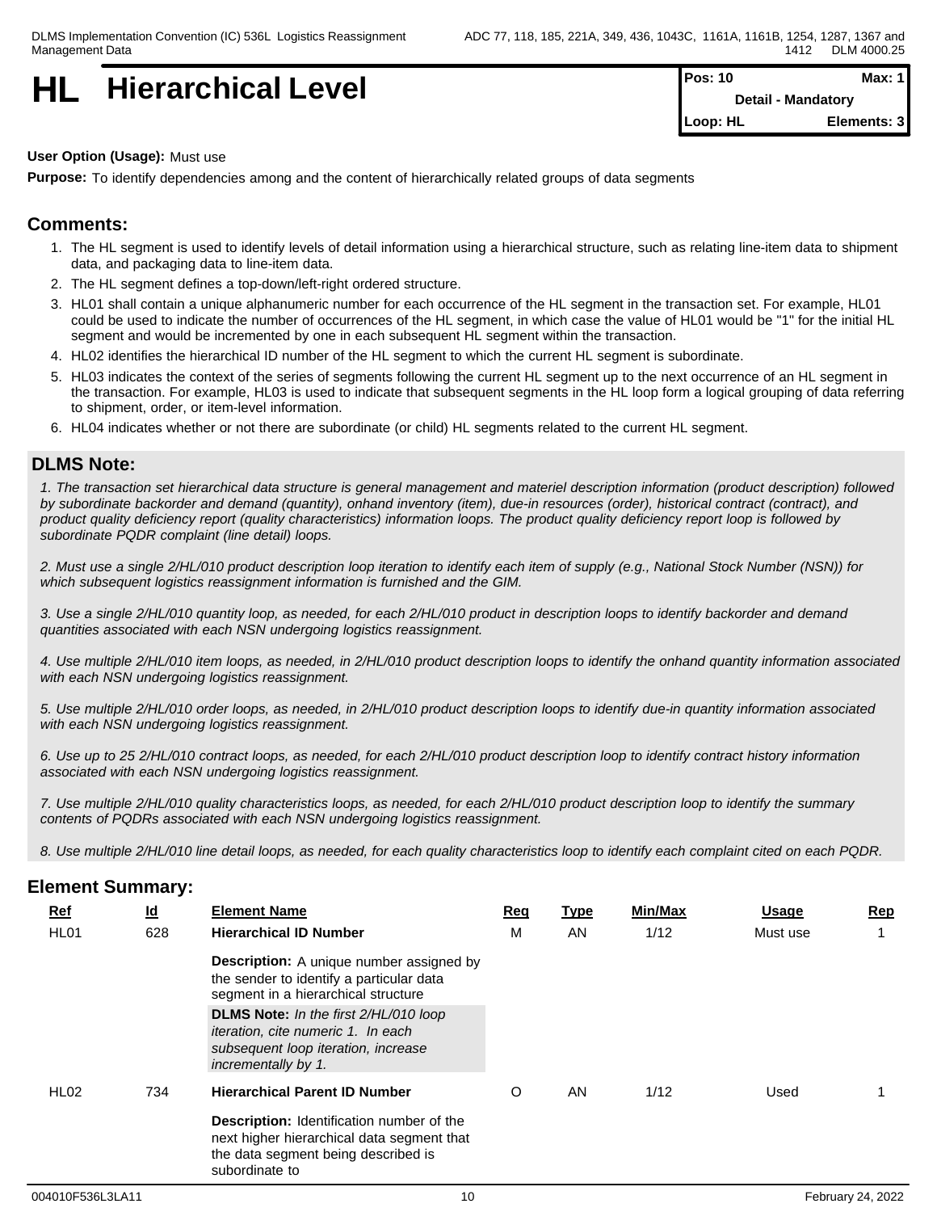# HL Hierarchical Level

| Pos: 10 | Max: 1 |
|---|---|
| Detail - Mandatory | |
| Loop: HL | Elements: 3 |

**User Option (Usage):** Must use

**Purpose:** To identify dependencies among and the content of hierarchically related groups of data segments

## Comments:

1. The HL segment is used to identify levels of detail information using a hierarchical structure, such as relating line-item data to shipment data, and packaging data to line-item data.
2. The HL segment defines a top-down/left-right ordered structure.
3. HL01 shall contain a unique alphanumeric number for each occurrence of the HL segment in the transaction set. For example, HL01 could be used to indicate the number of occurrences of the HL segment, in which case the value of HL01 would be "1" for the initial HL segment and would be incremented by one in each subsequent HL segment within the transaction.
4. HL02 identifies the hierarchical ID number of the HL segment to which the current HL segment is subordinate.
5. HL03 indicates the context of the series of segments following the current HL segment up to the next occurrence of an HL segment in the transaction. For example, HL03 is used to indicate that subsequent segments in the HL loop form a logical grouping of data referring to shipment, order, or item-level information.
6. HL04 indicates whether or not there are subordinate (or child) HL segments related to the current HL segment.

## DLMS Note:

*1. The transaction set hierarchical data structure is general management and materiel description information (product description) followed by subordinate backorder and demand (quantity), onhand inventory (item), due-in resources (order), historical contract (contract), and product quality deficiency report (quality characteristics) information loops. The product quality deficiency report loop is followed by subordinate PQDR complaint (line detail) loops.*

*2. Must use a single 2/HL/010 product description loop iteration to identify each item of supply (e.g., National Stock Number (NSN)) for which subsequent logistics reassignment information is furnished and the GIM.*

*3. Use a single 2/HL/010 quantity loop, as needed, for each 2/HL/010 product in description loops to identify backorder and demand quantities associated with each NSN undergoing logistics reassignment.*

*4. Use multiple 2/HL/010 item loops, as needed, in 2/HL/010 product description loops to identify the onhand quantity information associated with each NSN undergoing logistics reassignment.*

*5. Use multiple 2/HL/010 order loops, as needed, in 2/HL/010 product description loops to identify due-in quantity information associated with each NSN undergoing logistics reassignment.*

*6. Use up to 25 2/HL/010 contract loops, as needed, for each 2/HL/010 product description loop to identify contract history information associated with each NSN undergoing logistics reassignment.*

*7. Use multiple 2/HL/010 quality characteristics loops, as needed, for each 2/HL/010 product description loop to identify the summary contents of PQDRs associated with each NSN undergoing logistics reassignment.*

*8. Use multiple 2/HL/010 line detail loops, as needed, for each quality characteristics loop to identify each complaint cited on each PQDR.*

## Element Summary:

| Ref | Id | Element Name | Req | Type | Min/Max | Usage | Rep |
|---|---|---|---|---|---|---|---|
| HL01 | 628 | **Hierarchical ID Number**<br>**Description:** A unique number assigned by the sender to identify a particular data segment in a hierarchical structure<br>**DLMS Note:** *In the first 2/HL/010 loop iteration, cite numeric 1. In each subsequent loop iteration, increase incrementally by 1.* | M | AN | 1/12 | Must use | 1 |
| HL02 | 734 | **Hierarchical Parent ID Number**<br>**Description:** Identification number of the next higher hierarchical data segment that the data segment being described is subordinate to | O | AN | 1/12 | Used | 1 |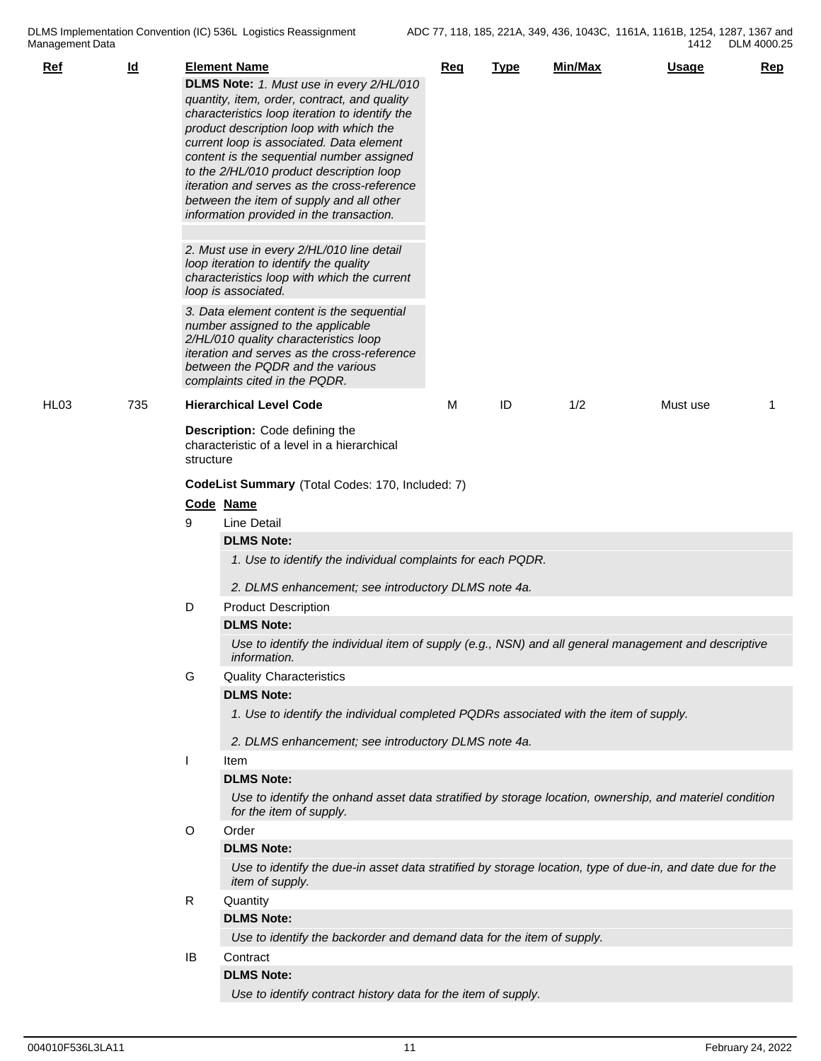| Ref | Id | Element Name | Req | Type | Min/Max | Usage | Rep |
|---|---|---|---|---|---|---|---|
| | | **DLMS Note:** *1. Must use in every 2/HL/010 quantity, item, order, contract, and quality characteristics loop iteration to identify the product description loop with which the current loop is associated. Data element content is the sequential number assigned to the 2/HL/010 product description loop iteration and serves as the cross-reference between the item of supply and all other information provided in the transaction.* | | | | | |
| | | *2. Must use in every 2/HL/010 line detail loop iteration to identify the quality characteristics loop with which the current loop is associated.* | | | | | |
| | | *3. Data element content is the sequential number assigned to the applicable 2/HL/010 quality characteristics loop iteration and serves as the cross-reference between the PQDR and the various complaints cited in the PQDR.* | | | | | |
| HL03 | 735 | **Hierarchical Level Code** | M | ID | 1/2 | Must use | 1 |

**Description:** Code defining the characteristic of a level in a hierarchical structure

**CodeList Summary** (Total Codes: 170, Included: 7)

| Code | Name |
|---|---|
| 9 | Line Detail<br>**DLMS Note:**<br>*1. Use to identify the individual complaints for each PQDR.*<br>*2. DLMS enhancement; see introductory DLMS note 4a.* |
| D | Product Description<br>**DLMS Note:**<br>*Use to identify the individual item of supply (e.g., NSN) and all general management and descriptive information.* |
| G | Quality Characteristics<br>**DLMS Note:**<br>*1. Use to identify the individual completed PQDRs associated with the item of supply.*<br>*2. DLMS enhancement; see introductory DLMS note 4a.* |
| I | Item<br>**DLMS Note:**<br>*Use to identify the onhand asset data stratified by storage location, ownership, and materiel condition for the item of supply.* |
| O | Order<br>**DLMS Note:**<br>*Use to identify the due-in asset data stratified by storage location, type of due-in, and date due for the item of supply.* |
| R | Quantity<br>**DLMS Note:**<br>*Use to identify the backorder and demand data for the item of supply.* |
| IB | Contract<br>**DLMS Note:**<br>*Use to identify contract history data for the item of supply.* |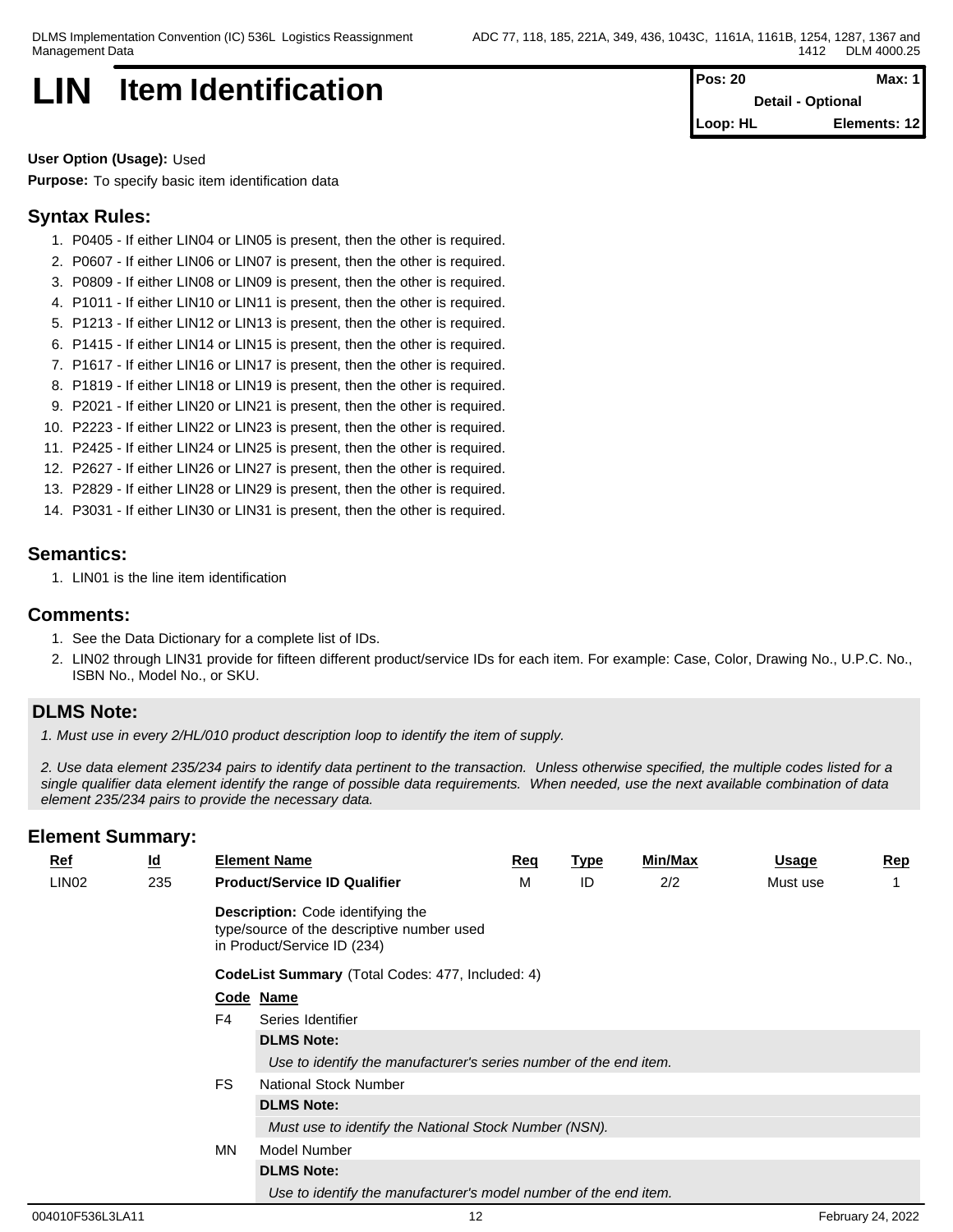# LIN Item Identification

| Pos: 20 | Max: 1 |
|---|---|
| Detail - Optional | |
| Loop: HL | Elements: 12 |

**User Option (Usage):** Used

**Purpose:** To specify basic item identification data

## Syntax Rules:

1. P0405 - If either LIN04 or LIN05 is present, then the other is required.
2. P0607 - If either LIN06 or LIN07 is present, then the other is required.
3. P0809 - If either LIN08 or LIN09 is present, then the other is required.
4. P1011 - If either LIN10 or LIN11 is present, then the other is required.
5. P1213 - If either LIN12 or LIN13 is present, then the other is required.
6. P1415 - If either LIN14 or LIN15 is present, then the other is required.
7. P1617 - If either LIN16 or LIN17 is present, then the other is required.
8. P1819 - If either LIN18 or LIN19 is present, then the other is required.
9. P2021 - If either LIN20 or LIN21 is present, then the other is required.
10. P2223 - If either LIN22 or LIN23 is present, then the other is required.
11. P2425 - If either LIN24 or LIN25 is present, then the other is required.
12. P2627 - If either LIN26 or LIN27 is present, then the other is required.
13. P2829 - If either LIN28 or LIN29 is present, then the other is required.
14. P3031 - If either LIN30 or LIN31 is present, then the other is required.

## Semantics:

1. LIN01 is the line item identification

## Comments:

1. See the Data Dictionary for a complete list of IDs.
2. LIN02 through LIN31 provide for fifteen different product/service IDs for each item. For example: Case, Color, Drawing No., U.P.C. No., ISBN No., Model No., or SKU.

## DLMS Note:

*1. Must use in every 2/HL/010 product description loop to identify the item of supply.*

*2. Use data element 235/234 pairs to identify data pertinent to the transaction. Unless otherwise specified, the multiple codes listed for a single qualifier data element identify the range of possible data requirements. When needed, use the next available combination of data element 235/234 pairs to provide the necessary data.*

## Element Summary:

| Ref | Id | Element Name | Req | Type | Min/Max | Usage | Rep |
|---|---|---|---|---|---|---|---|
| LIN02 | 235 | **Product/Service ID Qualifier** | M | ID | 2/2 | Must use | 1 |

**Description:** Code identifying the type/source of the descriptive number used in Product/Service ID (234)

**CodeList Summary** (Total Codes: 477, Included: 4)

| Code | Name |
|---|---|
| F4 | Series Identifier |
| | **DLMS Note:** *Use to identify the manufacturer's series number of the end item.* |
| FS | National Stock Number |
| | **DLMS Note:** *Must use to identify the National Stock Number (NSN).* |
| MN | Model Number |
| | **DLMS Note:** *Use to identify the manufacturer's model number of the end item.* |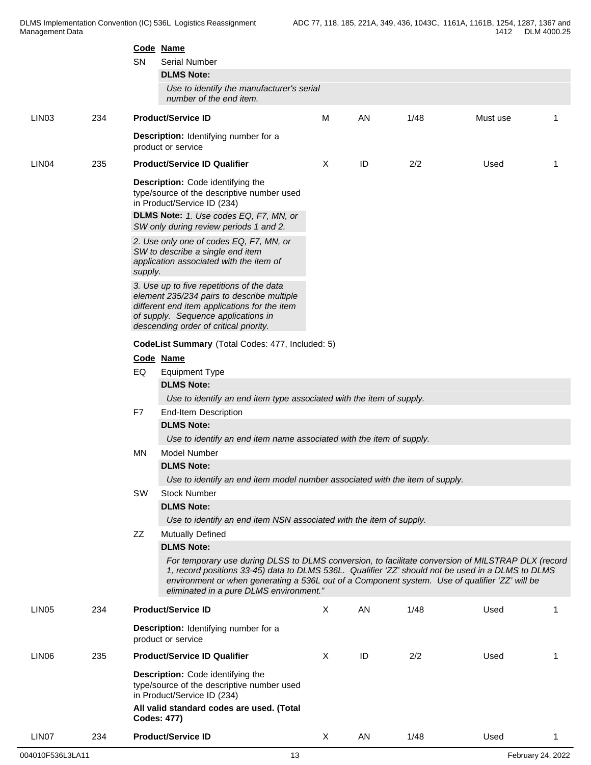| Code | Name |
|---|---|
| SN | Serial Number |

**DLMS Note:**

*Use to identify the manufacturer's serial number of the end item.*

| Ref | Id | Element Name | Req | Type | Min/Max | Usage | Rep |
|---|---|---|---|---|---|---|---|
| LIN03 | 234 | **Product/Service ID** | M | AN | 1/48 | Must use | 1 |

**Description:** Identifying number for a product or service

| Ref | Id | Element Name | Req | Type | Min/Max | Usage | Rep |
|---|---|---|---|---|---|---|---|
| LIN04 | 235 | **Product/Service ID Qualifier** | X | ID | 2/2 | Used | 1 |

**Description:** Code identifying the type/source of the descriptive number used in Product/Service ID (234)

**DLMS Note:** *1. Use codes EQ, F7, MN, or SW only during review periods 1 and 2.*

*2. Use only one of codes EQ, F7, MN, or SW to describe a single end item application associated with the item of supply.*

*3. Use up to five repetitions of the data element 235/234 pairs to describe multiple different end item applications for the item of supply. Sequence applications in descending order of critical priority.*

**CodeList Summary** (Total Codes: 477, Included: 5)

| Code | Name |
|---|---|
| EQ | Equipment Type |

**DLMS Note:**

*Use to identify an end item type associated with the item of supply.*

| Code | Name |
|---|---|
| F7 | End-Item Description |

**DLMS Note:**

*Use to identify an end item name associated with the item of supply.*

| Code | Name |
|---|---|
| MN | Model Number |

**DLMS Note:**

*Use to identify an end item model number associated with the item of supply.*

| Code | Name |
|---|---|
| SW | Stock Number |

**DLMS Note:**

*Use to identify an end item NSN associated with the item of supply.*

| Code | Name |
|---|---|
| ZZ | Mutually Defined |

**DLMS Note:**

*For temporary use during DLSS to DLMS conversion, to facilitate conversion of MILSTRAP DLX (record 1, record positions 33-45) data to DLMS 536L. Qualifier 'ZZ' should not be used in a DLMS to DLMS environment or when generating a 536L out of a Component system. Use of qualifier 'ZZ' will be eliminated in a pure DLMS environment."*

| Ref | Id | Element Name | Req | Type | Min/Max | Usage | Rep |
|---|---|---|---|---|---|---|---|
| LIN05 | 234 | **Product/Service ID** | X | AN | 1/48 | Used | 1 |

**Description:** Identifying number for a product or service

| Ref | Id | Element Name | Req | Type | Min/Max | Usage | Rep |
|---|---|---|---|---|---|---|---|
| LIN06 | 235 | **Product/Service ID Qualifier** | X | ID | 2/2 | Used | 1 |

**Description:** Code identifying the type/source of the descriptive number used in Product/Service ID (234)

**All valid standard codes are used. (Total Codes: 477)**

| Ref | Id | Element Name | Req | Type | Min/Max | Usage | Rep |
|---|---|---|---|---|---|---|---|
| LIN07 | 234 | **Product/Service ID** | X | AN | 1/48 | Used | 1 |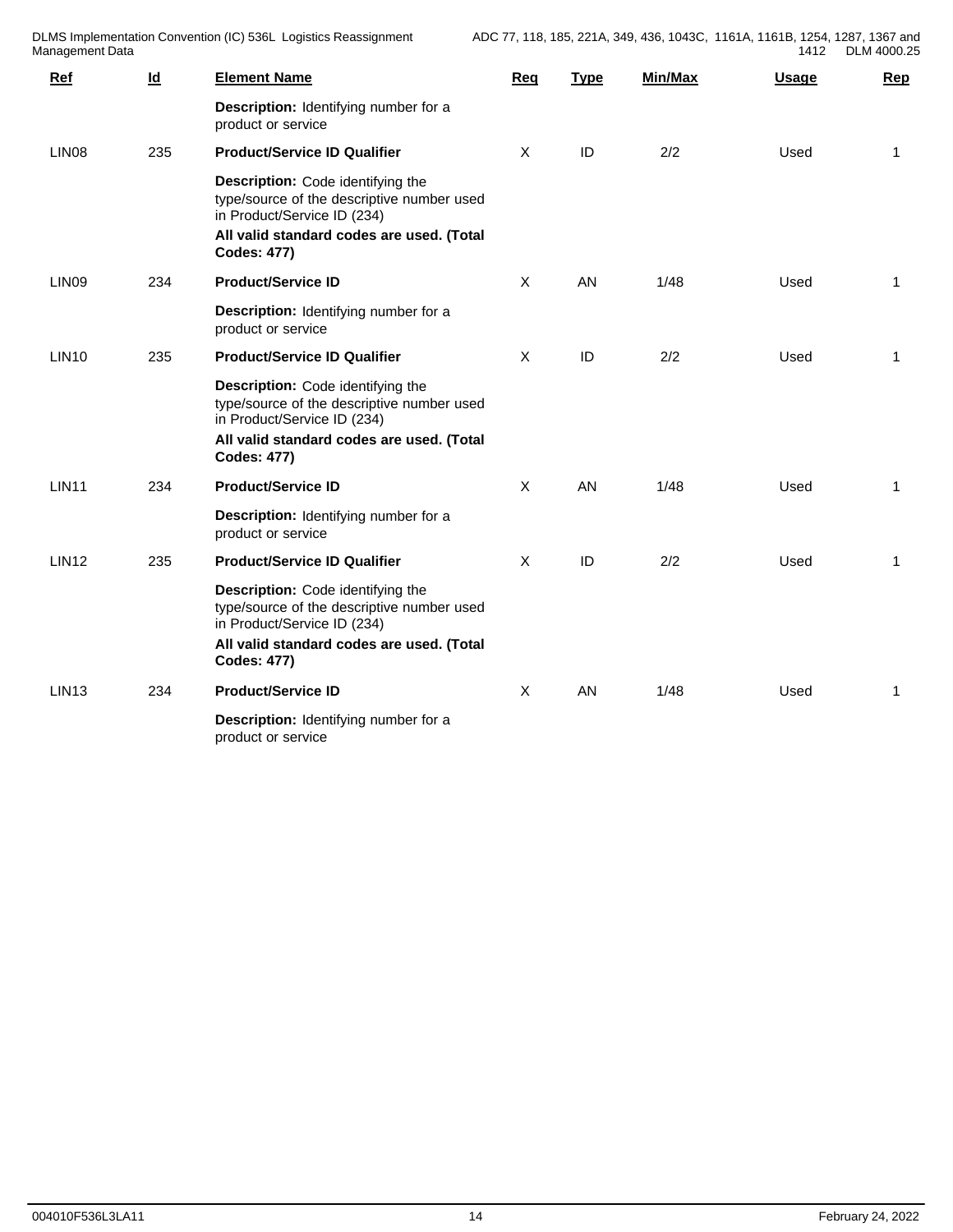| Ref | Id | Element Name | Req | Type | Min/Max | Usage | Rep |
|---|---|---|---|---|---|---|---|
| | | **Description:** Identifying number for a product or service | | | | | |
| LIN08 | 235 | **Product/Service ID Qualifier** | X | ID | 2/2 | Used | 1 |
| | | **Description:** Code identifying the type/source of the descriptive number used in Product/Service ID (234)<br>**All valid standard codes are used. (Total Codes: 477)** | | | | | |
| LIN09 | 234 | **Product/Service ID** | X | AN | 1/48 | Used | 1 |
| | | **Description:** Identifying number for a product or service | | | | | |
| LIN10 | 235 | **Product/Service ID Qualifier** | X | ID | 2/2 | Used | 1 |
| | | **Description:** Code identifying the type/source of the descriptive number used in Product/Service ID (234)<br>**All valid standard codes are used. (Total Codes: 477)** | | | | | |
| LIN11 | 234 | **Product/Service ID** | X | AN | 1/48 | Used | 1 |
| | | **Description:** Identifying number for a product or service | | | | | |
| LIN12 | 235 | **Product/Service ID Qualifier** | X | ID | 2/2 | Used | 1 |
| | | **Description:** Code identifying the type/source of the descriptive number used in Product/Service ID (234)<br>**All valid standard codes are used. (Total Codes: 477)** | | | | | |
| LIN13 | 234 | **Product/Service ID** | X | AN | 1/48 | Used | 1 |
| | | **Description:** Identifying number for a product or service | | | | | |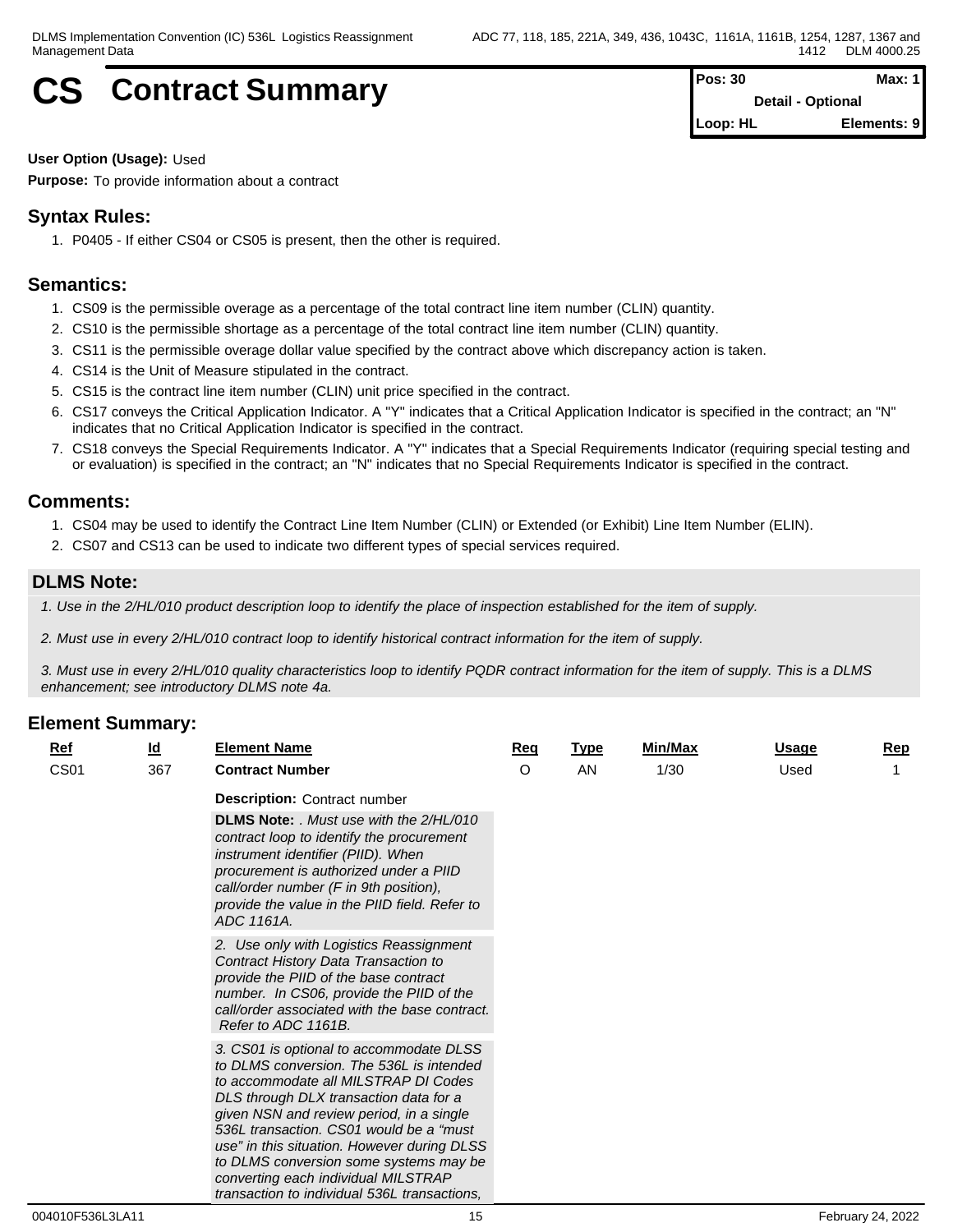# CS Contract Summary

| Pos: 30 | Max: 1 |
|---|---|
| Detail - Optional | |
| Loop: HL | Elements: 9 |

**User Option (Usage):** Used

**Purpose:** To provide information about a contract

## Syntax Rules:

1. P0405 - If either CS04 or CS05 is present, then the other is required.

## Semantics:

1. CS09 is the permissible overage as a percentage of the total contract line item number (CLIN) quantity.
2. CS10 is the permissible shortage as a percentage of the total contract line item number (CLIN) quantity.
3. CS11 is the permissible overage dollar value specified by the contract above which discrepancy action is taken.
4. CS14 is the Unit of Measure stipulated in the contract.
5. CS15 is the contract line item number (CLIN) unit price specified in the contract.
6. CS17 conveys the Critical Application Indicator. A "Y" indicates that a Critical Application Indicator is specified in the contract; an "N" indicates that no Critical Application Indicator is specified in the contract.
7. CS18 conveys the Special Requirements Indicator. A "Y" indicates that a Special Requirements Indicator (requiring special testing and or evaluation) is specified in the contract; an "N" indicates that no Special Requirements Indicator is specified in the contract.

## Comments:

1. CS04 may be used to identify the Contract Line Item Number (CLIN) or Extended (or Exhibit) Line Item Number (ELIN).
2. CS07 and CS13 can be used to indicate two different types of special services required.

## DLMS Note:

*1. Use in the 2/HL/010 product description loop to identify the place of inspection established for the item of supply.*

*2. Must use in every 2/HL/010 contract loop to identify historical contract information for the item of supply.*

*3. Must use in every 2/HL/010 quality characteristics loop to identify PQDR contract information for the item of supply. This is a DLMS enhancement; see introductory DLMS note 4a.*

## Element Summary:

| Ref | Id | Element Name | Req | Type | Min/Max | Usage | Rep |
|---|---|---|---|---|---|---|---|
| CS01 | 367 | **Contract Number** | O | AN | 1/30 | Used | 1 |

**Description:** Contract number

**DLMS Note:** *. Must use with the 2/HL/010 contract loop to identify the procurement instrument identifier (PIID). When procurement is authorized under a PIID call/order number (F in 9th position), provide the value in the PIID field. Refer to ADC 1161A.*

*2. Use only with Logistics Reassignment Contract History Data Transaction to provide the PIID of the base contract number. In CS06, provide the PIID of the call/order associated with the base contract. Refer to ADC 1161B.*

*3. CS01 is optional to accommodate DLSS to DLMS conversion. The 536L is intended to accommodate all MILSTRAP DI Codes DLS through DLX transaction data for a given NSN and review period, in a single 536L transaction. CS01 would be a "must use" in this situation. However during DLSS to DLMS conversion some systems may be converting each individual MILSTRAP transaction to individual 536L transactions,*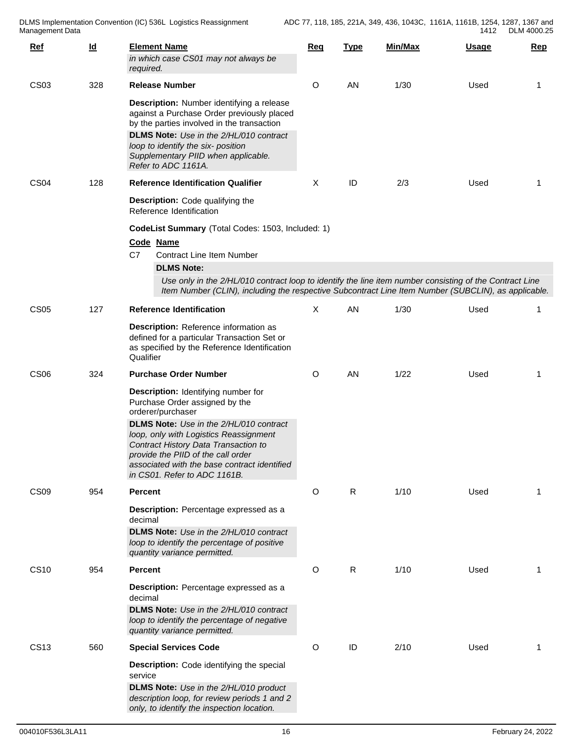| Ref | Id | Element Name | Req | Type | Min/Max | Usage | Rep |
|---|---|---|---|---|---|---|---|
| | | *in which case CS01 may not always be required.* | | | | | |
| CS03 | 328 | **Release Number** | O | AN | 1/30 | Used | 1 |

**Description:** Number identifying a release against a Purchase Order previously placed by the parties involved in the transaction

**DLMS Note:** *Use in the 2/HL/010 contract loop to identify the six- position Supplementary PIID when applicable. Refer to ADC 1161A.*

| Ref | Id | Element Name | Req | Type | Min/Max | Usage | Rep |
|---|---|---|---|---|---|---|---|
| CS04 | 128 | **Reference Identification Qualifier** | X | ID | 2/3 | Used | 1 |

**Description:** Code qualifying the Reference Identification

**CodeList Summary** (Total Codes: 1503, Included: 1)

| Code | Name |
|---|---|
| C7 | Contract Line Item Number |

**DLMS Note:**

*Use only in the 2/HL/010 contract loop to identify the line item number consisting of the Contract Line Item Number (CLIN), including the respective Subcontract Line Item Number (SUBCLIN), as applicable.*

| Ref | Id | Element Name | Req | Type | Min/Max | Usage | Rep |
|---|---|---|---|---|---|---|---|
| CS05 | 127 | **Reference Identification** | X | AN | 1/30 | Used | 1 |

**Description:** Reference information as defined for a particular Transaction Set or as specified by the Reference Identification Qualifier

| Ref | Id | Element Name | Req | Type | Min/Max | Usage | Rep |
|---|---|---|---|---|---|---|---|
| CS06 | 324 | **Purchase Order Number** | O | AN | 1/22 | Used | 1 |

**Description:** Identifying number for Purchase Order assigned by the orderer/purchaser

**DLMS Note:** *Use in the 2/HL/010 contract loop, only with Logistics Reassignment Contract History Data Transaction to provide the PIID of the call order associated with the base contract identified in CS01. Refer to ADC 1161B.*

| Ref | Id | Element Name | Req | Type | Min/Max | Usage | Rep |
|---|---|---|---|---|---|---|---|
| CS09 | 954 | **Percent** | O | R | 1/10 | Used | 1 |

**Description:** Percentage expressed as a decimal

**DLMS Note:** *Use in the 2/HL/010 contract loop to identify the percentage of positive quantity variance permitted.*

| Ref | Id | Element Name | Req | Type | Min/Max | Usage | Rep |
|---|---|---|---|---|---|---|---|
| CS10 | 954 | **Percent** | O | R | 1/10 | Used | 1 |

**Description:** Percentage expressed as a decimal

**DLMS Note:** *Use in the 2/HL/010 contract loop to identify the percentage of negative quantity variance permitted.*

| Ref | Id | Element Name | Req | Type | Min/Max | Usage | Rep |
|---|---|---|---|---|---|---|---|
| CS13 | 560 | **Special Services Code** | O | ID | 2/10 | Used | 1 |

**Description:** Code identifying the special service

**DLMS Note:** *Use in the 2/HL/010 product description loop, for review periods 1 and 2 only, to identify the inspection location.*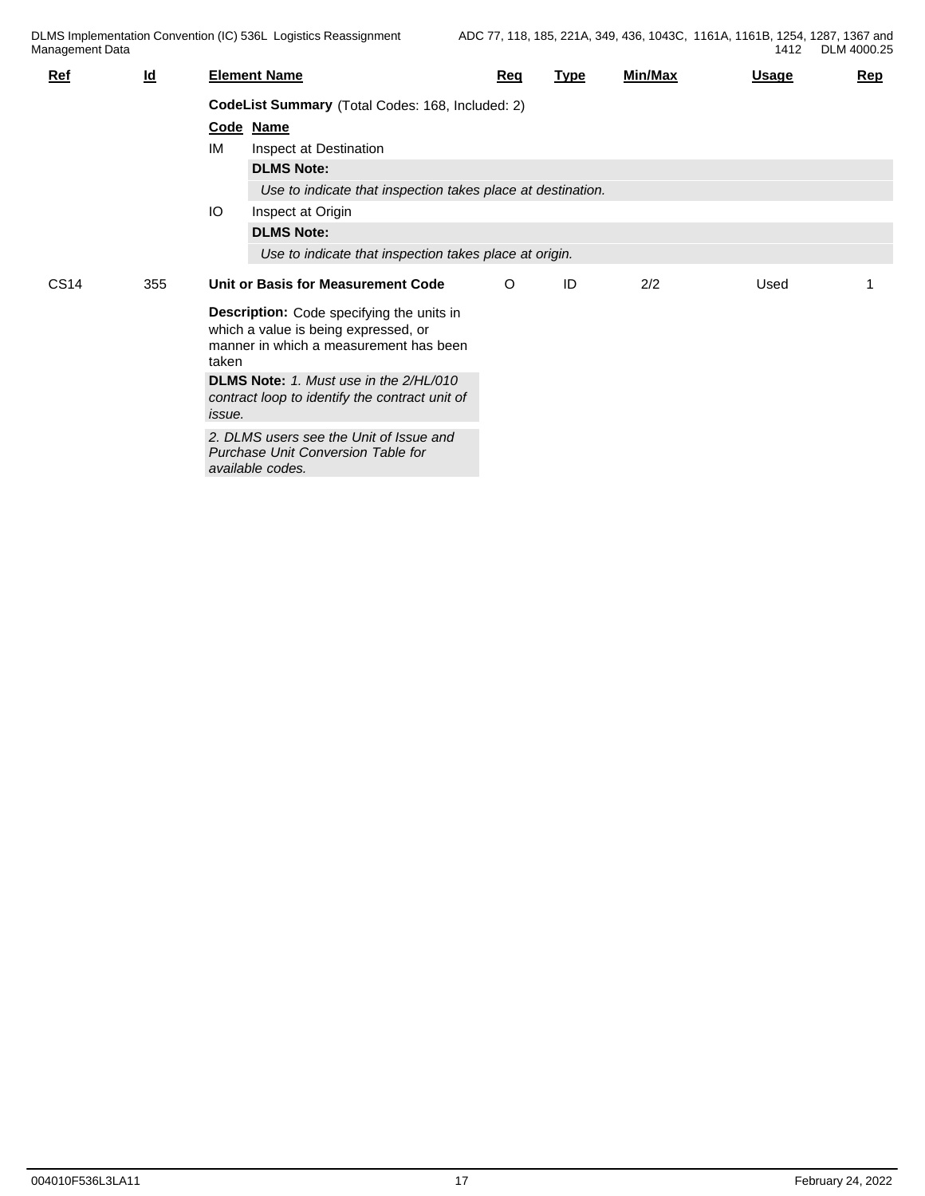| Ref | Id | Element Name | Req | Type | Min/Max | Usage | Rep |
|---|---|---|---|---|---|---|---|

**CodeList Summary** (Total Codes: 168, Included: 2)

| Code | Name |
|---|---|
| IM | Inspect at Destination |
| | **DLMS Note:** *Use to indicate that inspection takes place at destination.* |
| IO | Inspect at Origin |
| | **DLMS Note:** *Use to indicate that inspection takes place at origin.* |

| Ref | Id | Element Name | Req | Type | Min/Max | Usage | Rep |
|---|---|---|---|---|---|---|---|
| CS14 | 355 | Unit or Basis for Measurement Code | O | ID | 2/2 | Used | 1 |

**Description:** Code specifying the units in which a value is being expressed, or manner in which a measurement has been taken

**DLMS Note:** *1. Must use in the 2/HL/010 contract loop to identify the contract unit of issue.*

*2. DLMS users see the Unit of Issue and Purchase Unit Conversion Table for available codes.*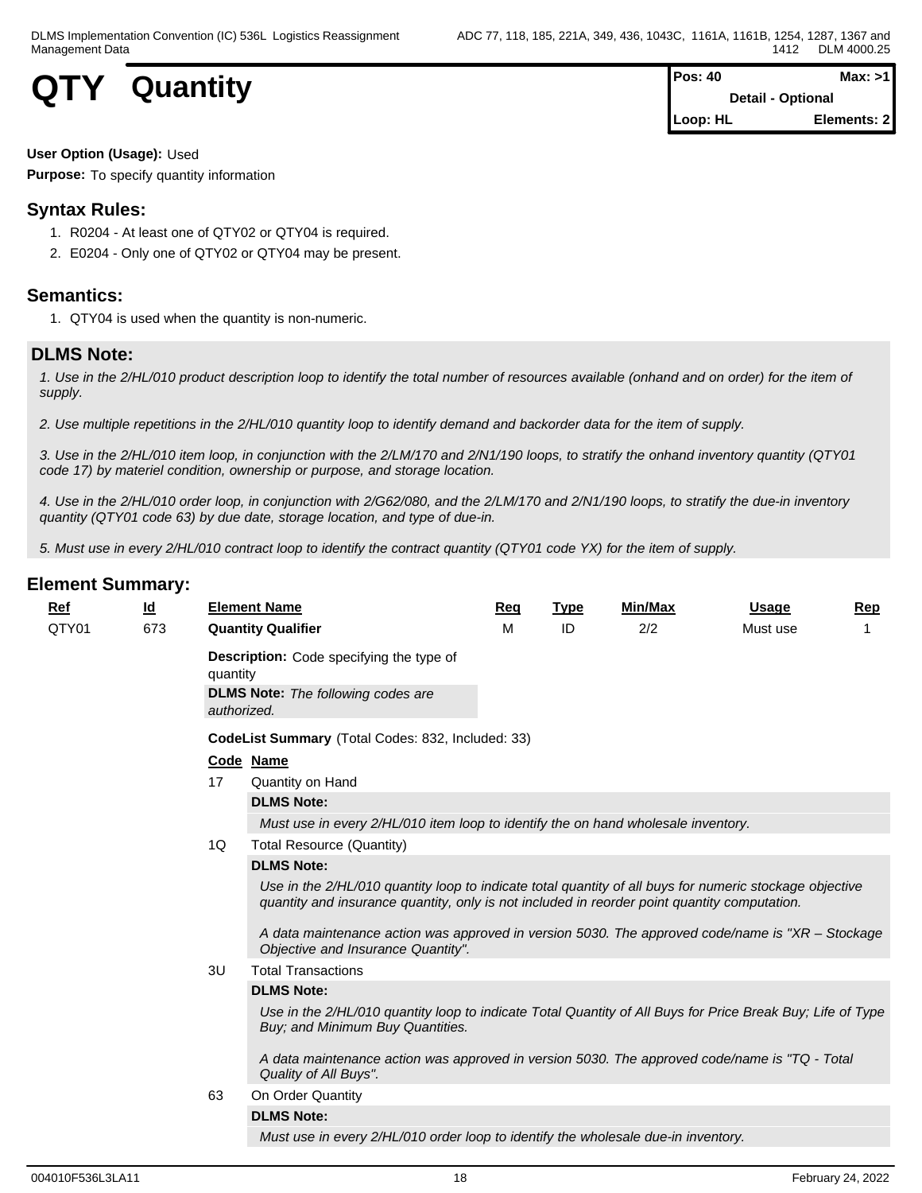# QTY Quantity

| Pos: 40 | Max: >1 |
|---|---|
| Detail - Optional | |
| Loop: HL | Elements: 2 |

**User Option (Usage):** Used

**Purpose:** To specify quantity information

## Syntax Rules:

1. R0204 - At least one of QTY02 or QTY04 is required.
2. E0204 - Only one of QTY02 or QTY04 may be present.

## Semantics:

1. QTY04 is used when the quantity is non-numeric.

## DLMS Note:

*1. Use in the 2/HL/010 product description loop to identify the total number of resources available (onhand and on order) for the item of supply.*

*2. Use multiple repetitions in the 2/HL/010 quantity loop to identify demand and backorder data for the item of supply.*

*3. Use in the 2/HL/010 item loop, in conjunction with the 2/LM/170 and 2/N1/190 loops, to stratify the onhand inventory quantity (QTY01 code 17) by materiel condition, ownership or purpose, and storage location.*

*4. Use in the 2/HL/010 order loop, in conjunction with 2/G62/080, and the 2/LM/170 and 2/N1/190 loops, to stratify the due-in inventory quantity (QTY01 code 63) by due date, storage location, and type of due-in.*

*5. Must use in every 2/HL/010 contract loop to identify the contract quantity (QTY01 code YX) for the item of supply.*

## Element Summary:

| Ref | Id | Element Name | Req | Type | Min/Max | Usage | Rep |
|---|---|---|---|---|---|---|---|
| QTY01 | 673 | **Quantity Qualifier** | M | ID | 2/2 | Must use | 1 |

**Description:** Code specifying the type of quantity

**DLMS Note:** *The following codes are authorized.*

**CodeList Summary** (Total Codes: 832, Included: 33)

| Code | Name |
|---|---|
| 17 | Quantity on Hand |
| 1Q | Total Resource (Quantity) |
| 3U | Total Transactions |
| 63 | On Order Quantity |

**17** Quantity on Hand

**DLMS Note:**

*Must use in every 2/HL/010 item loop to identify the on hand wholesale inventory.*

**1Q** Total Resource (Quantity)

**DLMS Note:**

*Use in the 2/HL/010 quantity loop to indicate total quantity of all buys for numeric stockage objective quantity and insurance quantity, only is not included in reorder point quantity computation.*

*A data maintenance action was approved in version 5030. The approved code/name is "XR – Stockage Objective and Insurance Quantity".*

**3U** Total Transactions

**DLMS Note:**

*Use in the 2/HL/010 quantity loop to indicate Total Quantity of All Buys for Price Break Buy; Life of Type Buy; and Minimum Buy Quantities.*

*A data maintenance action was approved in version 5030. The approved code/name is "TQ - Total Quality of All Buys".*

**63** On Order Quantity

**DLMS Note:**

*Must use in every 2/HL/010 order loop to identify the wholesale due-in inventory.*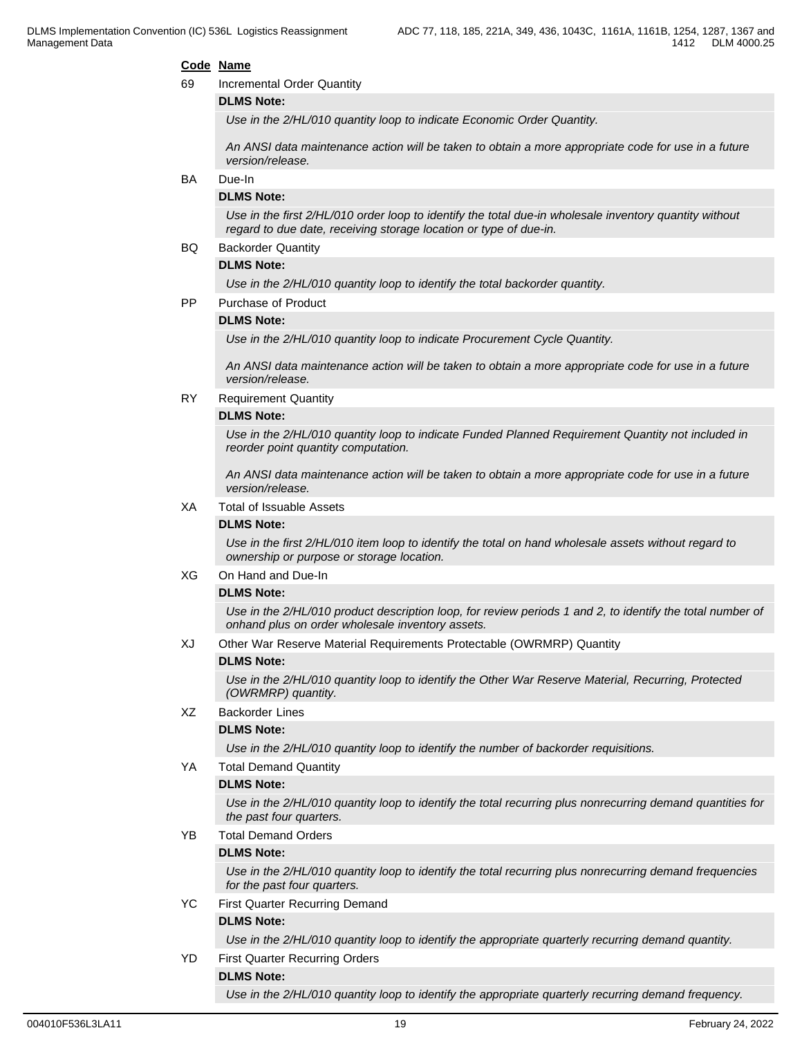**Code Name**

69 Incremental Order Quantity

**DLMS Note:**

*Use in the 2/HL/010 quantity loop to indicate Economic Order Quantity.*

*An ANSI data maintenance action will be taken to obtain a more appropriate code for use in a future version/release.*

BA Due-In

**DLMS Note:**

*Use in the first 2/HL/010 order loop to identify the total due-in wholesale inventory quantity without regard to due date, receiving storage location or type of due-in.*

BQ Backorder Quantity

**DLMS Note:**

*Use in the 2/HL/010 quantity loop to identify the total backorder quantity.*

PP Purchase of Product

**DLMS Note:**

*Use in the 2/HL/010 quantity loop to indicate Procurement Cycle Quantity.*

*An ANSI data maintenance action will be taken to obtain a more appropriate code for use in a future version/release.*

RY Requirement Quantity

**DLMS Note:**

*Use in the 2/HL/010 quantity loop to indicate Funded Planned Requirement Quantity not included in reorder point quantity computation.*

*An ANSI data maintenance action will be taken to obtain a more appropriate code for use in a future version/release.*

XA Total of Issuable Assets

**DLMS Note:**

*Use in the first 2/HL/010 item loop to identify the total on hand wholesale assets without regard to ownership or purpose or storage location.*

XG On Hand and Due-In

**DLMS Note:**

*Use in the 2/HL/010 product description loop, for review periods 1 and 2, to identify the total number of onhand plus on order wholesale inventory assets.*

XJ Other War Reserve Material Requirements Protectable (OWRMRP) Quantity

**DLMS Note:**

*Use in the 2/HL/010 quantity loop to identify the Other War Reserve Material, Recurring, Protected (OWRMRP) quantity.*

XZ Backorder Lines

**DLMS Note:**

*Use in the 2/HL/010 quantity loop to identify the number of backorder requisitions.*

YA Total Demand Quantity

**DLMS Note:**

*Use in the 2/HL/010 quantity loop to identify the total recurring plus nonrecurring demand quantities for the past four quarters.*

YB Total Demand Orders

**DLMS Note:**

*Use in the 2/HL/010 quantity loop to identify the total recurring plus nonrecurring demand frequencies for the past four quarters.*

YC First Quarter Recurring Demand

**DLMS Note:**

*Use in the 2/HL/010 quantity loop to identify the appropriate quarterly recurring demand quantity.*

YD First Quarter Recurring Orders

**DLMS Note:**

*Use in the 2/HL/010 quantity loop to identify the appropriate quarterly recurring demand frequency.*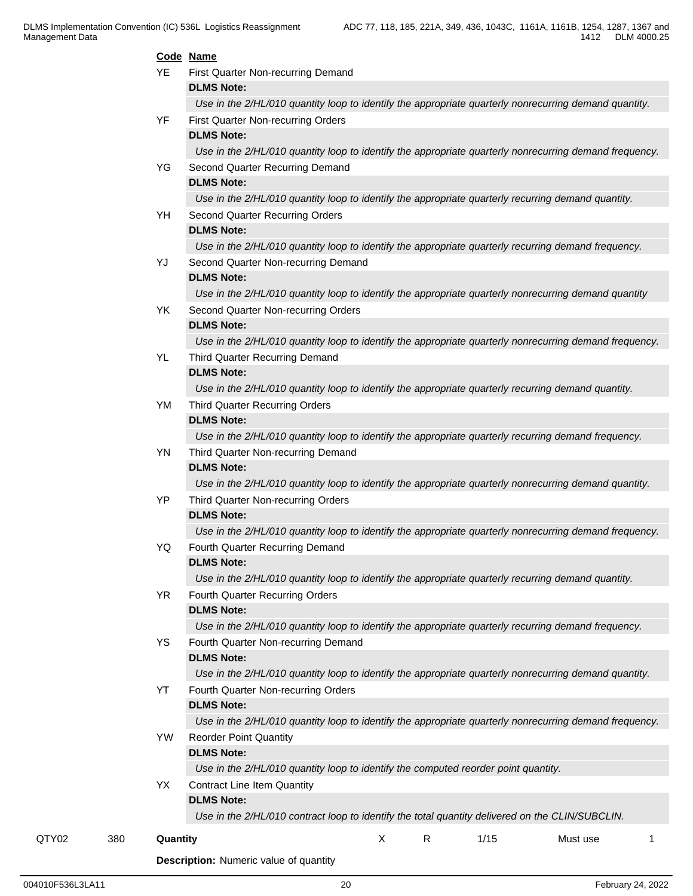| Code | Name |
|---|---|
| YE | First Quarter Non-recurring Demand |
| | **DLMS Note:** |
| | *Use in the 2/HL/010 quantity loop to identify the appropriate quarterly nonrecurring demand quantity.* |
| YF | First Quarter Non-recurring Orders |
| | **DLMS Note:** |
| | *Use in the 2/HL/010 quantity loop to identify the appropriate quarterly nonrecurring demand frequency.* |
| YG | Second Quarter Recurring Demand |
| | **DLMS Note:** |
| | *Use in the 2/HL/010 quantity loop to identify the appropriate quarterly recurring demand quantity.* |
| YH | Second Quarter Recurring Orders |
| | **DLMS Note:** |
| | *Use in the 2/HL/010 quantity loop to identify the appropriate quarterly recurring demand frequency.* |
| YJ | Second Quarter Non-recurring Demand |
| | **DLMS Note:** |
| | *Use in the 2/HL/010 quantity loop to identify the appropriate quarterly nonrecurring demand quantity* |
| YK | Second Quarter Non-recurring Orders |
| | **DLMS Note:** |
| | *Use in the 2/HL/010 quantity loop to identify the appropriate quarterly nonrecurring demand frequency.* |
| YL | Third Quarter Recurring Demand |
| | **DLMS Note:** |
| | *Use in the 2/HL/010 quantity loop to identify the appropriate quarterly recurring demand quantity.* |
| YM | Third Quarter Recurring Orders |
| | **DLMS Note:** |
| | *Use in the 2/HL/010 quantity loop to identify the appropriate quarterly recurring demand frequency.* |
| YN | Third Quarter Non-recurring Demand |
| | **DLMS Note:** |
| | *Use in the 2/HL/010 quantity loop to identify the appropriate quarterly nonrecurring demand quantity.* |
| YP | Third Quarter Non-recurring Orders |
| | **DLMS Note:** |
| | *Use in the 2/HL/010 quantity loop to identify the appropriate quarterly nonrecurring demand frequency.* |
| YQ | Fourth Quarter Recurring Demand |
| | **DLMS Note:** |
| | *Use in the 2/HL/010 quantity loop to identify the appropriate quarterly recurring demand quantity.* |
| YR | Fourth Quarter Recurring Orders |
| | **DLMS Note:** |
| | *Use in the 2/HL/010 quantity loop to identify the appropriate quarterly recurring demand frequency.* |
| YS | Fourth Quarter Non-recurring Demand |
| | **DLMS Note:** |
| | *Use in the 2/HL/010 quantity loop to identify the appropriate quarterly nonrecurring demand quantity.* |
| YT | Fourth Quarter Non-recurring Orders |
| | **DLMS Note:** |
| | *Use in the 2/HL/010 quantity loop to identify the appropriate quarterly nonrecurring demand frequency.* |
| YW | Reorder Point Quantity |
| | **DLMS Note:** |
| | *Use in the 2/HL/010 quantity loop to identify the computed reorder point quantity.* |
| YX | Contract Line Item Quantity |
| | **DLMS Note:** |
| | *Use in the 2/HL/010 contract loop to identify the total quantity delivered on the CLIN/SUBCLIN.* |

| | | | | | | | |
|---|---|---|---|---|---|---|---|
| QTY02 | 380 | **Quantity** | X | R | 1/15 | Must use | 1 |

**Description:** Numeric value of quantity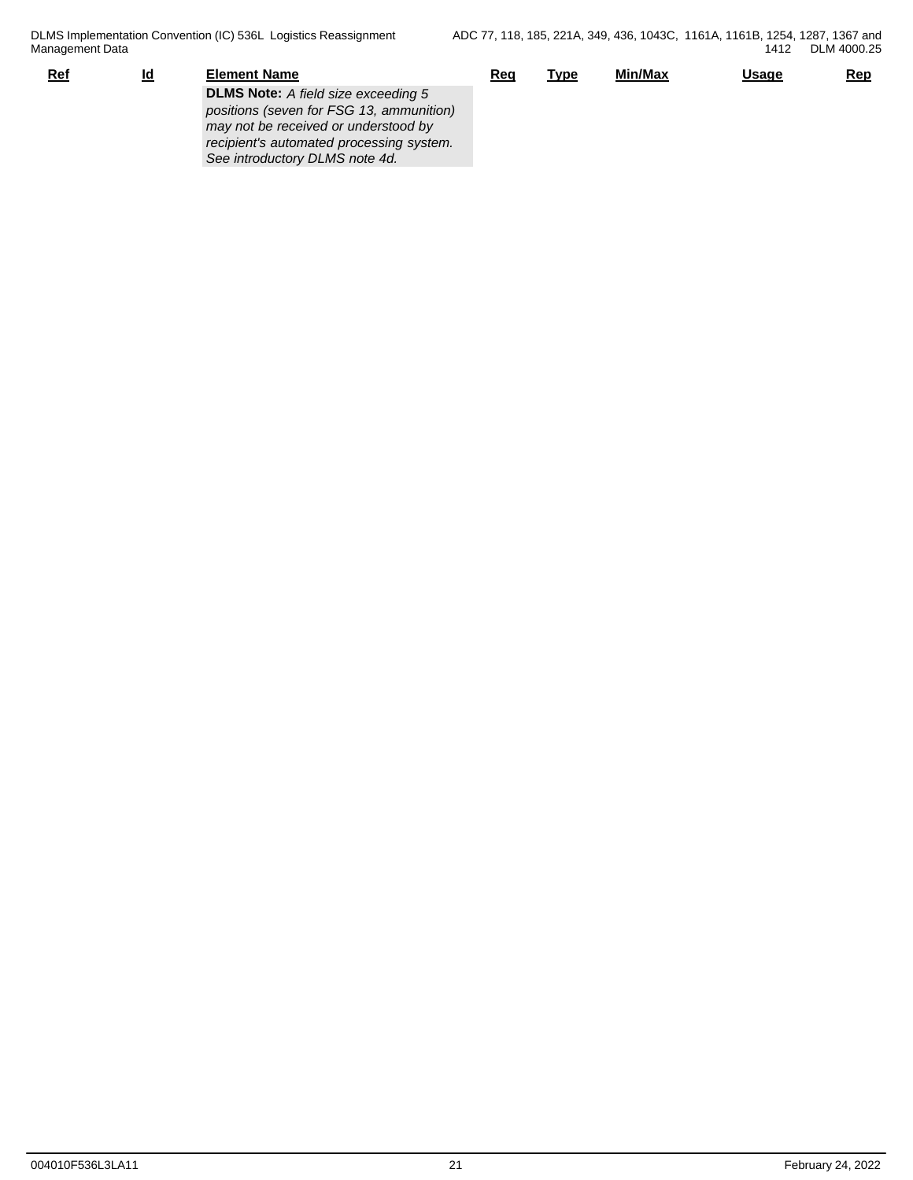| Ref | Id | Element Name | Req | Type | Min/Max | Usage | Rep |
|---|---|---|---|---|---|---|---|
| | | **DLMS Note:** *A field size exceeding 5 positions (seven for FSG 13, ammunition) may not be received or understood by recipient's automated processing system. See introductory DLMS note 4d.* | | | | | |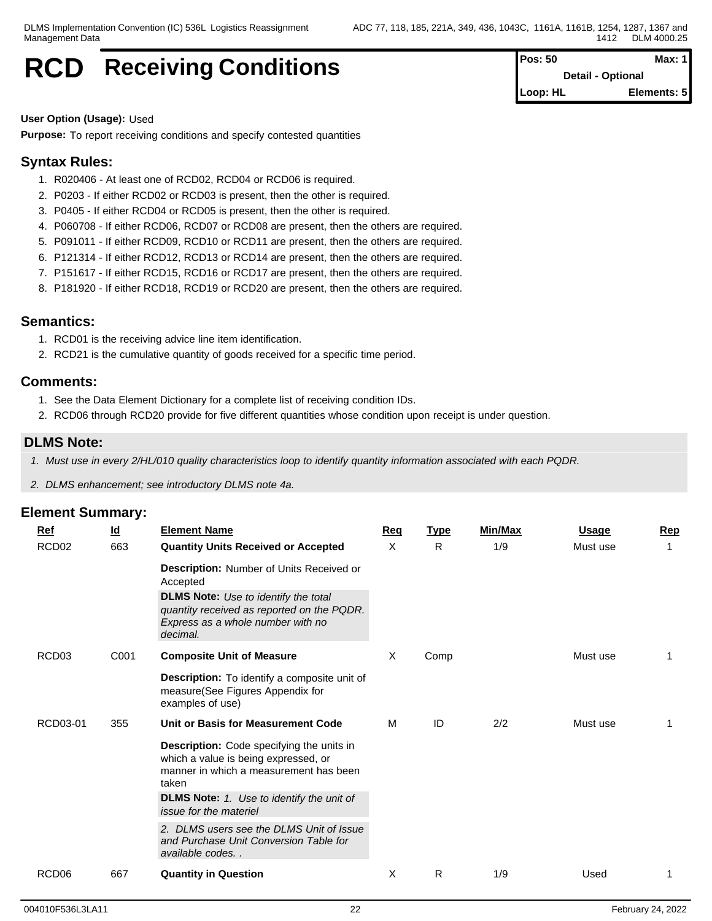# RCD Receiving Conditions

| Pos: 50 | Max: 1 |
|---|---|
| Detail - Optional | |
| Loop: HL | Elements: 5 |

**User Option (Usage):** Used

**Purpose:** To report receiving conditions and specify contested quantities

## Syntax Rules:

1. R020406 - At least one of RCD02, RCD04 or RCD06 is required.
2. P0203 - If either RCD02 or RCD03 is present, then the other is required.
3. P0405 - If either RCD04 or RCD05 is present, then the other is required.
4. P060708 - If either RCD06, RCD07 or RCD08 are present, then the others are required.
5. P091011 - If either RCD09, RCD10 or RCD11 are present, then the others are required.
6. P121314 - If either RCD12, RCD13 or RCD14 are present, then the others are required.
7. P151617 - If either RCD15, RCD16 or RCD17 are present, then the others are required.
8. P181920 - If either RCD18, RCD19 or RCD20 are present, then the others are required.

## Semantics:

1. RCD01 is the receiving advice line item identification.
2. RCD21 is the cumulative quantity of goods received for a specific time period.

## Comments:

1. See the Data Element Dictionary for a complete list of receiving condition IDs.
2. RCD06 through RCD20 provide for five different quantities whose condition upon receipt is under question.

## DLMS Note:

1. *Must use in every 2/HL/010 quality characteristics loop to identify quantity information associated with each PQDR.*
2. *DLMS enhancement; see introductory DLMS note 4a.*

## Element Summary:

| Ref | Id | Element Name | Req | Type | Min/Max | Usage | Rep |
|---|---|---|---|---|---|---|---|
| RCD02 | 663 | **Quantity Units Received or Accepted**<br>**Description:** Number of Units Received or Accepted<br>**DLMS Note:** *Use to identify the total quantity received as reported on the PQDR. Express as a whole number with no decimal.* | X | R | 1/9 | Must use | 1 |
| RCD03 | C001 | **Composite Unit of Measure**<br>**Description:** To identify a composite unit of measure(See Figures Appendix for examples of use) | X | Comp | | Must use | 1 |
| RCD03-01 | 355 | **Unit or Basis for Measurement Code**<br>**Description:** Code specifying the units in which a value is being expressed, or manner in which a measurement has been taken<br>**DLMS Note:** *1. Use to identify the unit of issue for the materiel*<br>*2. DLMS users see the DLMS Unit of Issue and Purchase Unit Conversion Table for available codes. .* | M | ID | 2/2 | Must use | 1 |
| RCD06 | 667 | **Quantity in Question** | X | R | 1/9 | Used | 1 |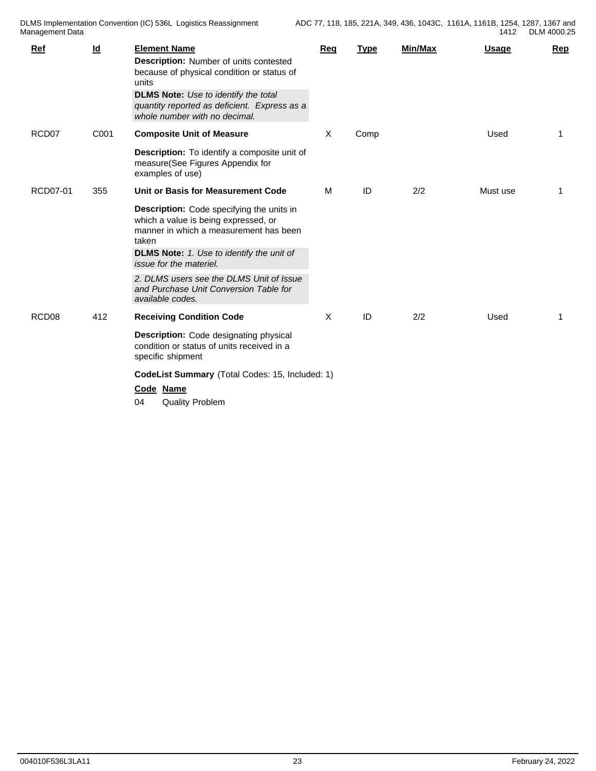| Ref | Id | Element Name | Req | Type | Min/Max | Usage | Rep |
|---|---|---|---|---|---|---|---|
| | | **Description:** Number of units contested because of physical condition or status of units<br>**DLMS Note:** *Use to identify the total quantity reported as deficient. Express as a whole number with no decimal.* | | | | | |
| RCD07 | C001 | **Composite Unit of Measure** | X | Comp | | Used | 1 |
| | | **Description:** To identify a composite unit of measure(See Figures Appendix for examples of use) | | | | | |
| RCD07-01 | 355 | **Unit or Basis for Measurement Code** | M | ID | 2/2 | Must use | 1 |
| | | **Description:** Code specifying the units in which a value is being expressed, or manner in which a measurement has been taken<br>**DLMS Note:** *1. Use to identify the unit of issue for the materiel.*<br>*2. DLMS users see the DLMS Unit of Issue and Purchase Unit Conversion Table for available codes.* | | | | | |
| RCD08 | 412 | **Receiving Condition Code** | X | ID | 2/2 | Used | 1 |
| | | **Description:** Code designating physical condition or status of units received in a specific shipment | | | | | |

**CodeList Summary** (Total Codes: 15, Included: 1)

| Code | Name |
|---|---|
| 04 | Quality Problem |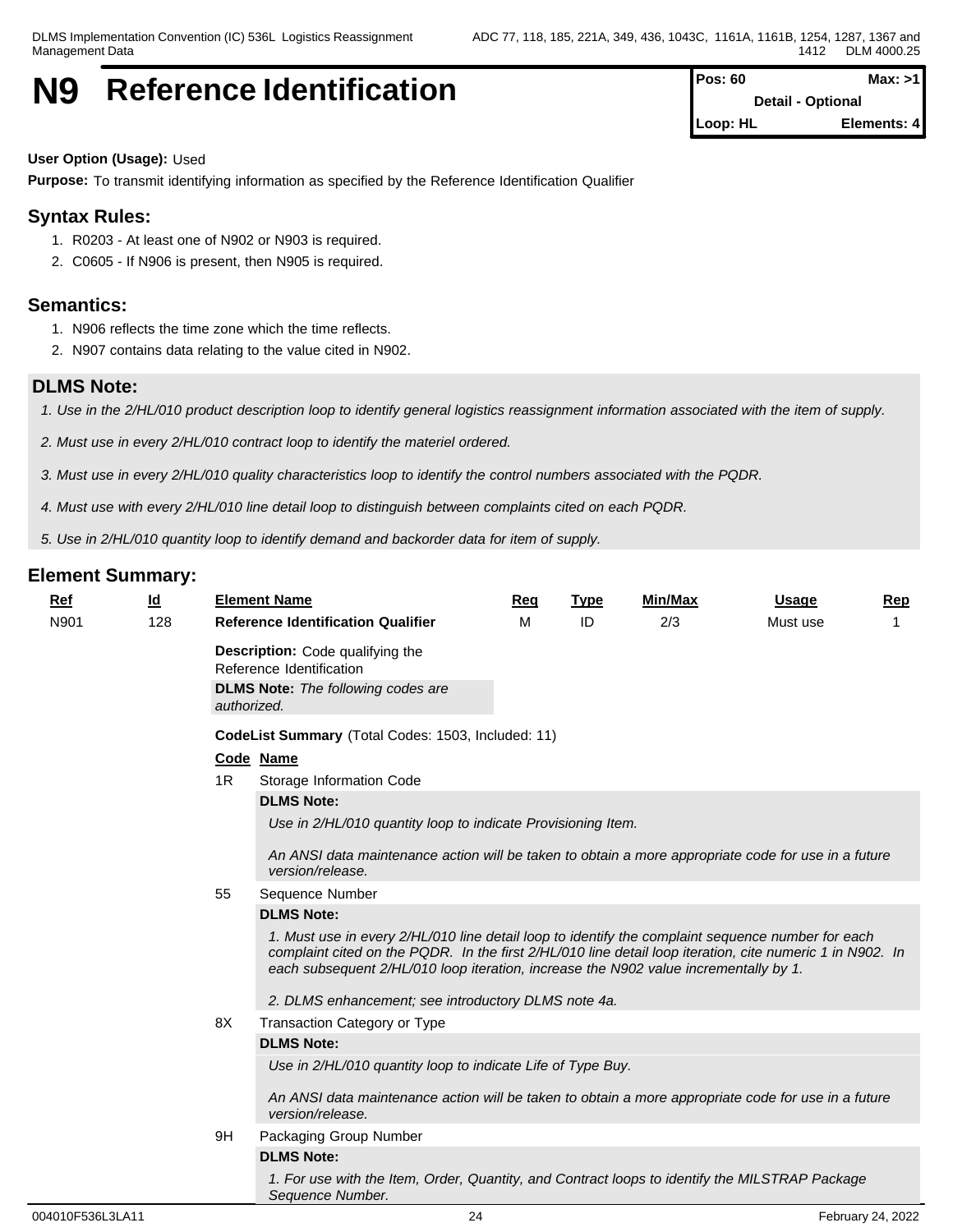# N9 Reference Identification

| Pos: 60 | Max: >1 |
| --- | --- |
| Detail - Optional | |
| Loop: HL | Elements: 4 |

**User Option (Usage):** Used

**Purpose:** To transmit identifying information as specified by the Reference Identification Qualifier

## Syntax Rules:

1. R0203 - At least one of N902 or N903 is required.
2. C0605 - If N906 is present, then N905 is required.

## Semantics:

1. N906 reflects the time zone which the time reflects.
2. N907 contains data relating to the value cited in N902.

## DLMS Note:

*1. Use in the 2/HL/010 product description loop to identify general logistics reassignment information associated with the item of supply.*

*2. Must use in every 2/HL/010 contract loop to identify the materiel ordered.*

*3. Must use in every 2/HL/010 quality characteristics loop to identify the control numbers associated with the PQDR.*

*4. Must use with every 2/HL/010 line detail loop to distinguish between complaints cited on each PQDR.*

*5. Use in 2/HL/010 quantity loop to identify demand and backorder data for item of supply.*

## Element Summary:

| Ref | Id | Element Name | Req | Type | Min/Max | Usage | Rep |
| --- | --- | --- | --- | --- | --- | --- | --- |
| N901 | 128 | **Reference Identification Qualifier** | M | ID | 2/3 | Must use | 1 |

**Description:** Code qualifying the Reference Identification

**DLMS Note:** *The following codes are authorized.*

**CodeList Summary** (Total Codes: 1503, Included: 11)

| Code | Name |
| --- | --- |
| 1R | Storage Information Code |
| 55 | Sequence Number |
| 8X | Transaction Category or Type |
| 9H | Packaging Group Number |

**1R** Storage Information Code

**DLMS Note:**

*Use in 2/HL/010 quantity loop to indicate Provisioning Item.*

*An ANSI data maintenance action will be taken to obtain a more appropriate code for use in a future version/release.*

**55** Sequence Number

**DLMS Note:**

*1. Must use in every 2/HL/010 line detail loop to identify the complaint sequence number for each complaint cited on the PQDR. In the first 2/HL/010 line detail loop iteration, cite numeric 1 in N902. In each subsequent 2/HL/010 loop iteration, increase the N902 value incrementally by 1.*

*2. DLMS enhancement; see introductory DLMS note 4a.*

**8X** Transaction Category or Type

**DLMS Note:**

*Use in 2/HL/010 quantity loop to indicate Life of Type Buy.*

*An ANSI data maintenance action will be taken to obtain a more appropriate code for use in a future version/release.*

**9H** Packaging Group Number

**DLMS Note:**

*1. For use with the Item, Order, Quantity, and Contract loops to identify the MILSTRAP Package Sequence Number.*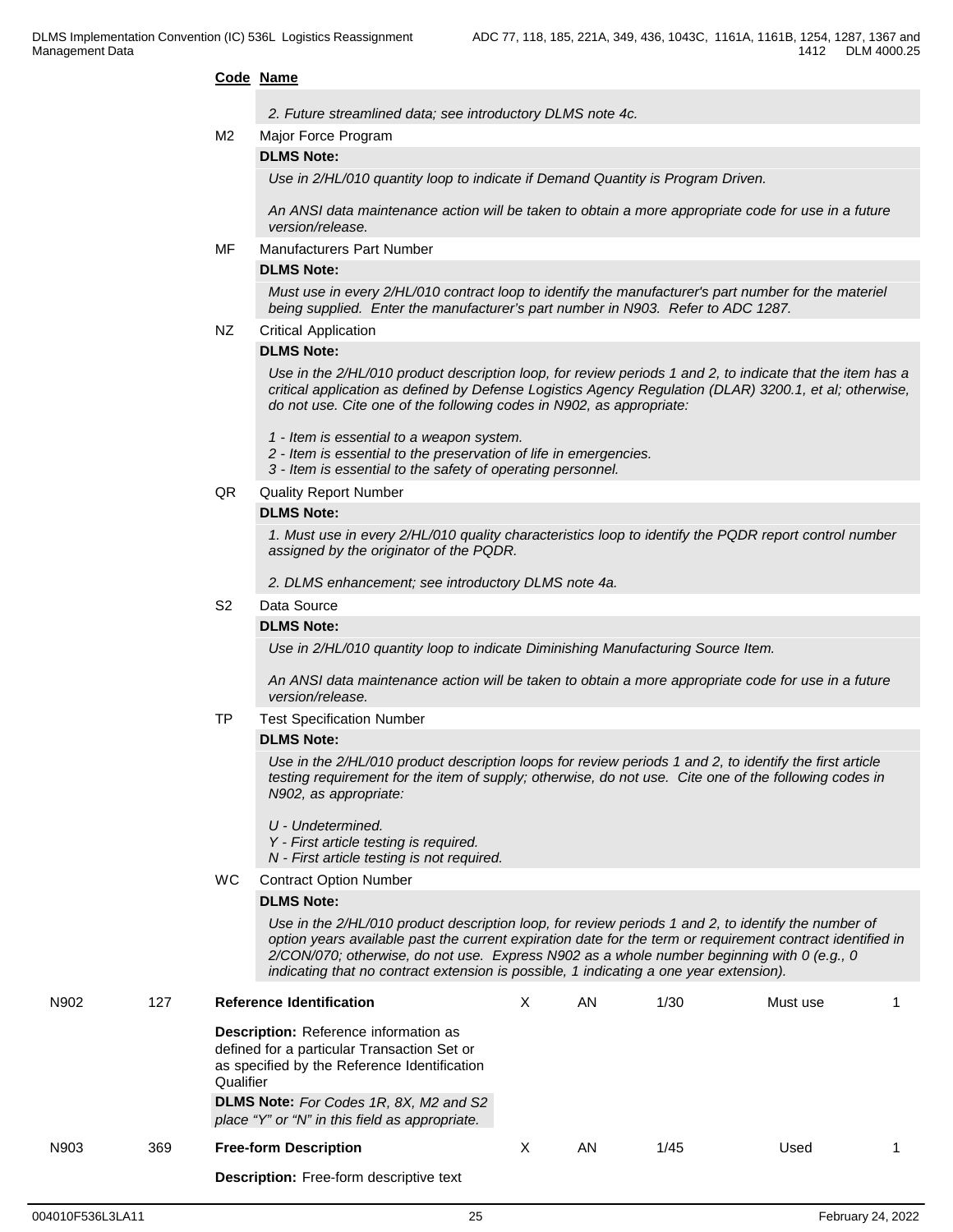**Code Name**

*2. Future streamlined data; see introductory DLMS note 4c.*

M2 Major Force Program

**DLMS Note:**

*Use in 2/HL/010 quantity loop to indicate if Demand Quantity is Program Driven.*

*An ANSI data maintenance action will be taken to obtain a more appropriate code for use in a future version/release.*

MF Manufacturers Part Number

**DLMS Note:**

*Must use in every 2/HL/010 contract loop to identify the manufacturer's part number for the materiel being supplied. Enter the manufacturer's part number in N903. Refer to ADC 1287.*

NZ Critical Application

**DLMS Note:**

*Use in the 2/HL/010 product description loop, for review periods 1 and 2, to indicate that the item has a critical application as defined by Defense Logistics Agency Regulation (DLAR) 3200.1, et al; otherwise, do not use. Cite one of the following codes in N902, as appropriate:*

*1 - Item is essential to a weapon system.*
*2 - Item is essential to the preservation of life in emergencies.*
*3 - Item is essential to the safety of operating personnel.*

QR Quality Report Number

**DLMS Note:**

*1. Must use in every 2/HL/010 quality characteristics loop to identify the PQDR report control number assigned by the originator of the PQDR.*

*2. DLMS enhancement; see introductory DLMS note 4a.*

S2 Data Source

**DLMS Note:**

*Use in 2/HL/010 quantity loop to indicate Diminishing Manufacturing Source Item.*

*An ANSI data maintenance action will be taken to obtain a more appropriate code for use in a future version/release.*

TP Test Specification Number

**DLMS Note:**

*Use in the 2/HL/010 product description loops for review periods 1 and 2, to identify the first article testing requirement for the item of supply; otherwise, do not use. Cite one of the following codes in N902, as appropriate:*

*U - Undetermined.*
*Y - First article testing is required.*
*N - First article testing is not required.*

WC Contract Option Number

**DLMS Note:**

*Use in the 2/HL/010 product description loop, for review periods 1 and 2, to identify the number of option years available past the current expiration date for the term or requirement contract identified in 2/CON/070; otherwise, do not use. Express N902 as a whole number beginning with 0 (e.g., 0 indicating that no contract extension is possible, 1 indicating a one year extension).*

| N902 | 127 | **Reference Identification** | X | AN | 1/30 | Must use | 1 |
|---|---|---|---|---|---|---|---|

**Description:** Reference information as defined for a particular Transaction Set or as specified by the Reference Identification Qualifier

**DLMS Note:** *For Codes 1R, 8X, M2 and S2 place "Y" or "N" in this field as appropriate.*

| N903 | 369 | **Free-form Description** | X | AN | 1/45 | Used | 1 |
|---|---|---|---|---|---|---|---|

**Description:** Free-form descriptive text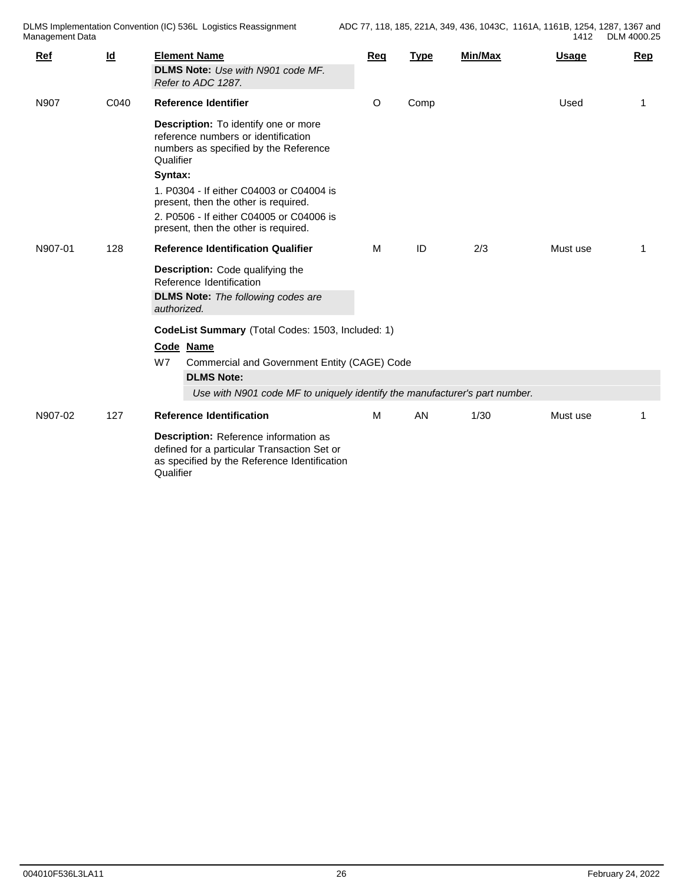| Ref | Id | Element Name | Req | Type | Min/Max | Usage | Rep |
|---|---|---|---|---|---|---|---|
| | | **DLMS Note:** *Use with N901 code MF. Refer to ADC 1287.* | | | | | |
| N907 | C040 | **Reference Identifier** | O | Comp | | Used | 1 |
| N907-01 | 128 | **Reference Identification Qualifier** | M | ID | 2/3 | Must use | 1 |
| N907-02 | 127 | **Reference Identification** | M | AN | 1/30 | Must use | 1 |

**N907 – Reference Identifier**

**Description:** To identify one or more reference numbers or identification numbers as specified by the Reference Qualifier

**Syntax:**

1. P0304 - If either C04003 or C04004 is present, then the other is required.
2. P0506 - If either C04005 or C04006 is present, then the other is required.

**N907-01 – Reference Identification Qualifier**

**Description:** Code qualifying the Reference Identification

**DLMS Note:** *The following codes are authorized.*

**CodeList Summary** (Total Codes: 1503, Included: 1)

| Code | Name |
|---|---|
| W7 | Commercial and Government Entity (CAGE) Code |

**DLMS Note:**

*Use with N901 code MF to uniquely identify the manufacturer's part number.*

**N907-02 – Reference Identification**

**Description:** Reference information as defined for a particular Transaction Set or as specified by the Reference Identification Qualifier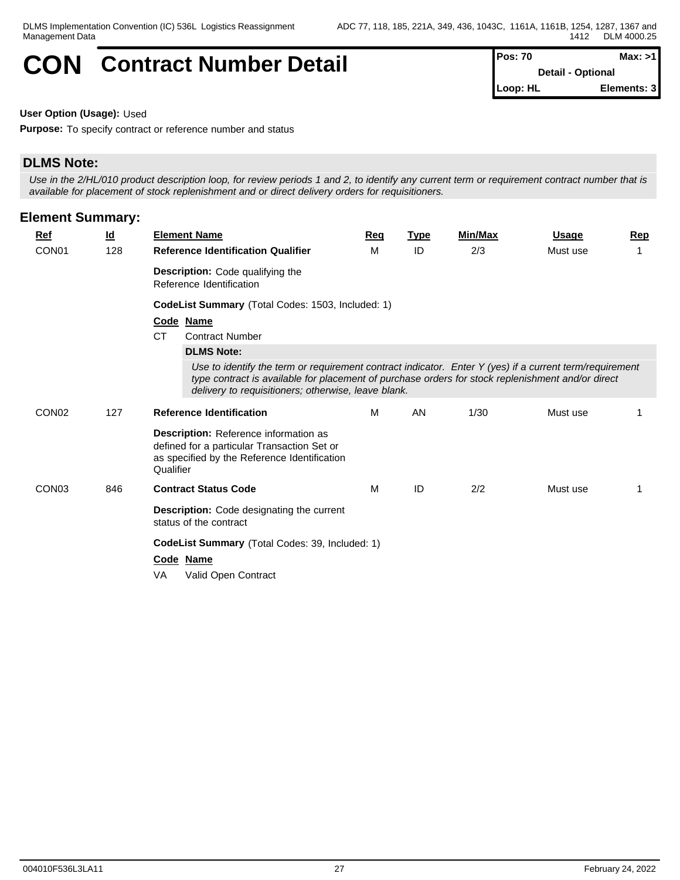# CON Contract Number Detail

| Pos: 70 | Max: >1 |
|---|---|
| Detail - Optional | |
| Loop: HL | Elements: 3 |

**User Option (Usage):** Used

**Purpose:** To specify contract or reference number and status

## DLMS Note:

*Use in the 2/HL/010 product description loop, for review periods 1 and 2, to identify any current term or requirement contract number that is available for placement of stock replenishment and or direct delivery orders for requisitioners.*

## Element Summary:

| Ref | Id | Element Name | Req | Type | Min/Max | Usage | Rep |
|---|---|---|---|---|---|---|---|
| CON01 | 128 | **Reference Identification Qualifier** | M | ID | 2/3 | Must use | 1 |
| | | **Description:** Code qualifying the Reference Identification | | | | | |
| | | **CodeList Summary** (Total Codes: 1503, Included: 1) | | | | | |
| | | **Code Name** | | | | | |
| | | CT Contract Number | | | | | |
| | | **DLMS Note:** *Use to identify the term or requirement contract indicator. Enter Y (yes) if a current term/requirement type contract is available for placement of purchase orders for stock replenishment and/or direct delivery to requisitioners; otherwise, leave blank.* | | | | | |
| CON02 | 127 | **Reference Identification** | M | AN | 1/30 | Must use | 1 |
| | | **Description:** Reference information as defined for a particular Transaction Set or as specified by the Reference Identification Qualifier | | | | | |
| CON03 | 846 | **Contract Status Code** | M | ID | 2/2 | Must use | 1 |
| | | **Description:** Code designating the current status of the contract | | | | | |
| | | **CodeList Summary** (Total Codes: 39, Included: 1) | | | | | |
| | | **Code Name** | | | | | |
| | | VA Valid Open Contract | | | | | |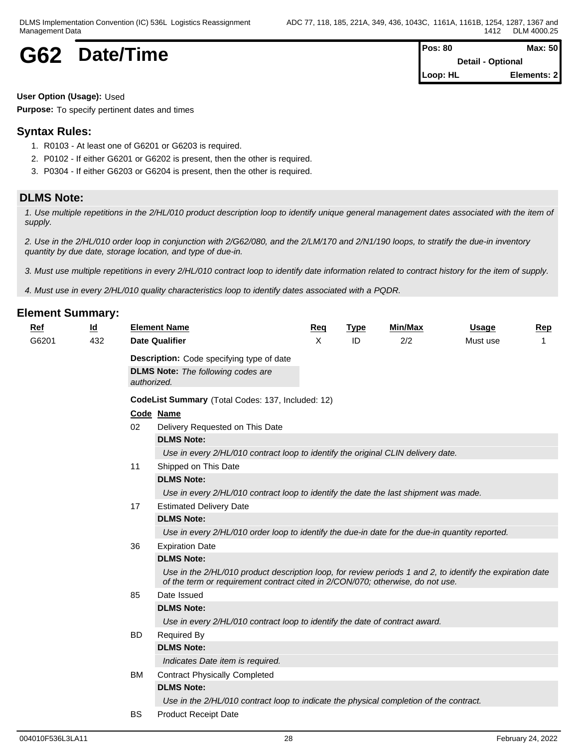# G62 Date/Time

| Pos: 80 | Max: 50 |
|---|---|
| Detail - Optional | |
| Loop: HL | Elements: 2 |

**User Option (Usage):** Used

**Purpose:** To specify pertinent dates and times

## Syntax Rules:

1. R0103 - At least one of G6201 or G6203 is required.
2. P0102 - If either G6201 or G6202 is present, then the other is required.
3. P0304 - If either G6203 or G6204 is present, then the other is required.

## DLMS Note:

*1. Use multiple repetitions in the 2/HL/010 product description loop to identify unique general management dates associated with the item of supply.*

*2. Use in the 2/HL/010 order loop in conjunction with 2/G62/080, and the 2/LM/170 and 2/N1/190 loops, to stratify the due-in inventory quantity by due date, storage location, and type of due-in.*

*3. Must use multiple repetitions in every 2/HL/010 contract loop to identify date information related to contract history for the item of supply.*

*4. Must use in every 2/HL/010 quality characteristics loop to identify dates associated with a PQDR.*

## Element Summary:

| Ref | Id | Element Name | Req | Type | Min/Max | Usage | Rep |
|---|---|---|---|---|---|---|---|
| G6201 | 432 | **Date Qualifier** | X | ID | 2/2 | Must use | 1 |

**Description:** Code specifying type of date

**DLMS Note:** *The following codes are authorized.*

**CodeList Summary** (Total Codes: 137, Included: 12)

| Code | Name |
|---|---|
| 02 | Delivery Requested on This Date<br>**DLMS Note:**<br>*Use in every 2/HL/010 contract loop to identify the original CLIN delivery date.* |
| 11 | Shipped on This Date<br>**DLMS Note:**<br>*Use in every 2/HL/010 contract loop to identify the date the last shipment was made.* |
| 17 | Estimated Delivery Date<br>**DLMS Note:**<br>*Use in every 2/HL/010 order loop to identify the due-in date for the due-in quantity reported.* |
| 36 | Expiration Date<br>**DLMS Note:**<br>*Use in the 2/HL/010 product description loop, for review periods 1 and 2, to identify the expiration date of the term or requirement contract cited in 2/CON/070; otherwise, do not use.* |
| 85 | Date Issued<br>**DLMS Note:**<br>*Use in every 2/HL/010 contract loop to identify the date of contract award.* |
| BD | Required By<br>**DLMS Note:**<br>*Indicates Date item is required.* |
| BM | Contract Physically Completed<br>**DLMS Note:**<br>*Use in the 2/HL/010 contract loop to indicate the physical completion of the contract.* |
| BS | Product Receipt Date |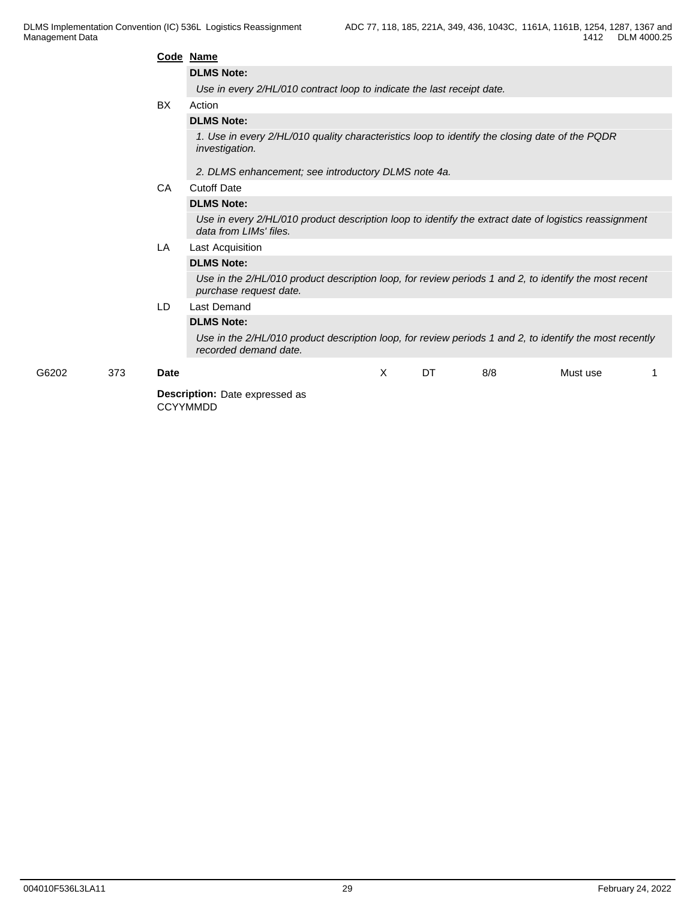| Code | Name |
|---|---|
| | **DLMS Note:** |
| | *Use in every 2/HL/010 contract loop to indicate the last receipt date.* |
| BX | Action |
| | **DLMS Note:** |
| | *1. Use in every 2/HL/010 quality characteristics loop to identify the closing date of the PQDR investigation.*<br><br>*2. DLMS enhancement; see introductory DLMS note 4a.* |
| CA | Cutoff Date |
| | **DLMS Note:** |
| | *Use in every 2/HL/010 product description loop to identify the extract date of logistics reassignment data from LIMs' files.* |
| LA | Last Acquisition |
| | **DLMS Note:** |
| | *Use in the 2/HL/010 product description loop, for review periods 1 and 2, to identify the most recent purchase request date.* |
| LD | Last Demand |
| | **DLMS Note:** |
| | *Use in the 2/HL/010 product description loop, for review periods 1 and 2, to identify the most recently recorded demand date.* |

| | | | | | | | |
|---|---|---|---|---|---|---|---|
| G6202 | 373 | **Date** | X | DT | 8/8 | Must use | 1 |

**Description:** Date expressed as CCYYMMDD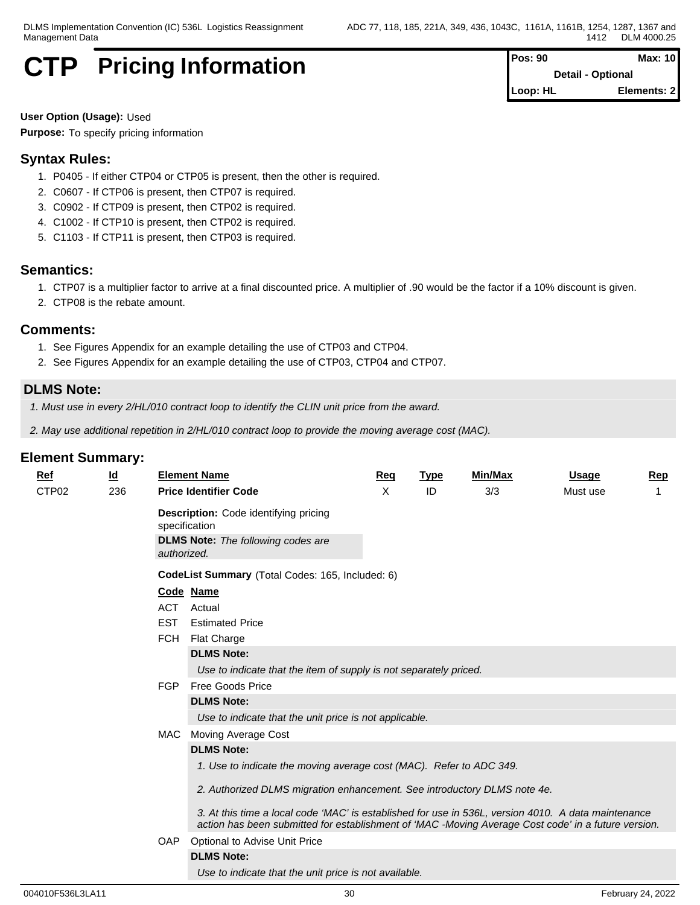# CTP Pricing Information

| Pos: 90 | Max: 10 |
| --- | --- |
| Detail - Optional | |
| Loop: HL | Elements: 2 |

**User Option (Usage):** Used

**Purpose:** To specify pricing information

## Syntax Rules:

1. P0405 - If either CTP04 or CTP05 is present, then the other is required.
2. C0607 - If CTP06 is present, then CTP07 is required.
3. C0902 - If CTP09 is present, then CTP02 is required.
4. C1002 - If CTP10 is present, then CTP02 is required.
5. C1103 - If CTP11 is present, then CTP03 is required.

## Semantics:

1. CTP07 is a multiplier factor to arrive at a final discounted price. A multiplier of .90 would be the factor if a 10% discount is given.
2. CTP08 is the rebate amount.

## Comments:

1. See Figures Appendix for an example detailing the use of CTP03 and CTP04.
2. See Figures Appendix for an example detailing the use of CTP03, CTP04 and CTP07.

## DLMS Note:

*1. Must use in every 2/HL/010 contract loop to identify the CLIN unit price from the award.*

*2. May use additional repetition in 2/HL/010 contract loop to provide the moving average cost (MAC).*

## Element Summary:

| Ref | Id | Element Name | Req | Type | Min/Max | Usage | Rep |
| --- | --- | --- | --- | --- | --- | --- | --- |
| CTP02 | 236 | **Price Identifier Code** | X | ID | 3/3 | Must use | 1 |

**Description:** Code identifying pricing specification

**DLMS Note:** *The following codes are authorized.*

**CodeList Summary** (Total Codes: 165, Included: 6)

| Code | Name |
| --- | --- |
| ACT | Actual |
| EST | Estimated Price |
| FCH | Flat Charge |
| FGP | Free Goods Price |
| MAC | Moving Average Cost |
| OAP | Optional to Advise Unit Price |

**FCH – DLMS Note:**
*Use to indicate that the item of supply is not separately priced.*

**FGP – DLMS Note:**
*Use to indicate that the unit price is not applicable.*

**MAC – DLMS Note:**

*1. Use to indicate the moving average cost (MAC). Refer to ADC 349.*

*2. Authorized DLMS migration enhancement. See introductory DLMS note 4e.*

*3. At this time a local code 'MAC' is established for use in 536L, version 4010. A data maintenance action has been submitted for establishment of 'MAC -Moving Average Cost code' in a future version.*

**OAP – DLMS Note:**
*Use to indicate that the unit price is not available.*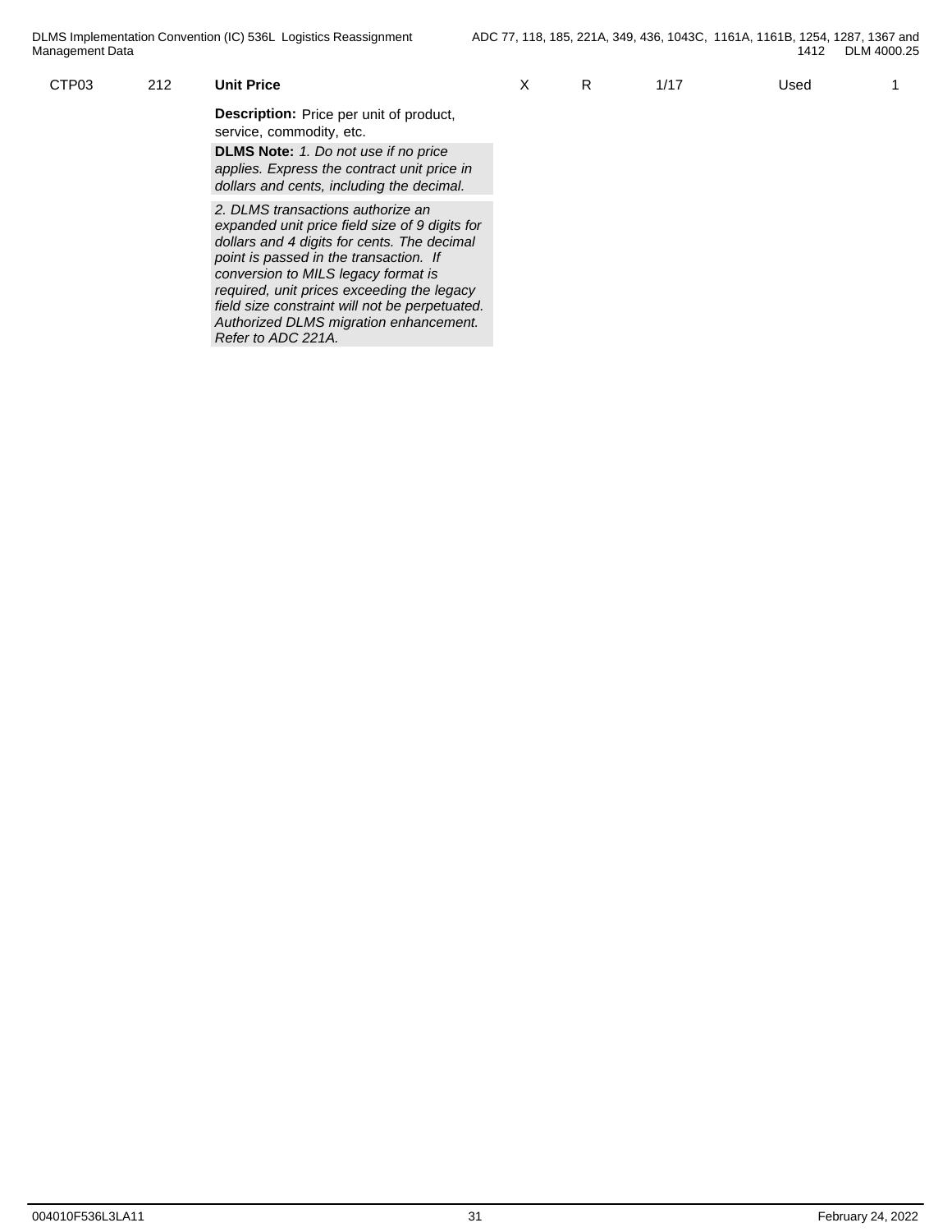| | | | | | | | |
|---|---|---|---|---|---|---|---|
| CTP03 | 212 | **Unit Price** | X | R | 1/17 | Used | 1 |

**Description:** Price per unit of product, service, commodity, etc.

**DLMS Note:** *1. Do not use if no price applies. Express the contract unit price in dollars and cents, including the decimal.*

*2. DLMS transactions authorize an expanded unit price field size of 9 digits for dollars and 4 digits for cents. The decimal point is passed in the transaction. If conversion to MILS legacy format is required, unit prices exceeding the legacy field size constraint will not be perpetuated. Authorized DLMS migration enhancement. Refer to ADC 221A.*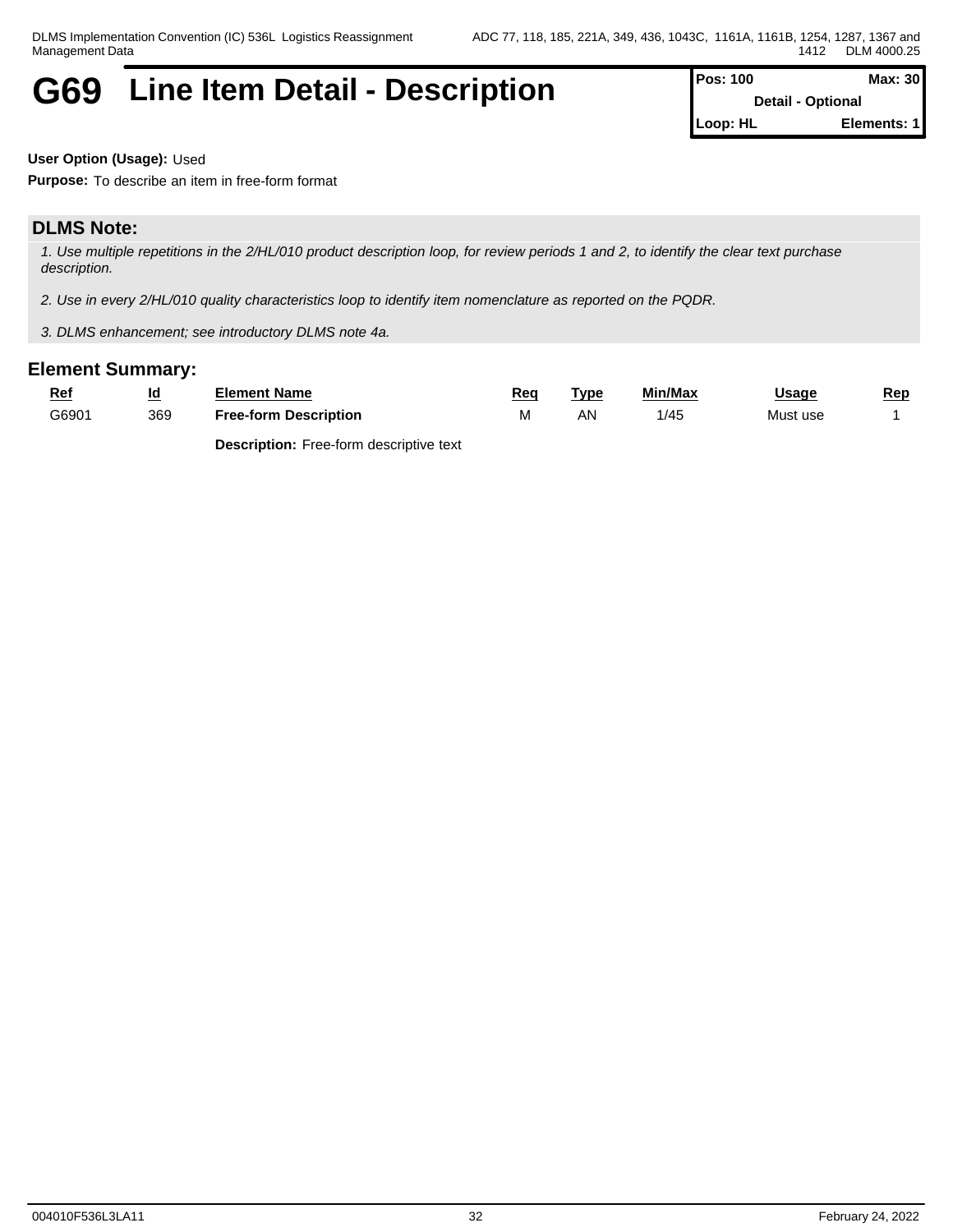# G69 Line Item Detail - Description

| Pos: 100 | Max: 30 |
| --- | --- |
| Detail - Optional | |
| Loop: HL | Elements: 1 |

**User Option (Usage):** Used

**Purpose:** To describe an item in free-form format

## DLMS Note:

*1. Use multiple repetitions in the 2/HL/010 product description loop, for review periods 1 and 2, to identify the clear text purchase description.*

*2. Use in every 2/HL/010 quality characteristics loop to identify item nomenclature as reported on the PQDR.*

*3. DLMS enhancement; see introductory DLMS note 4a.*

## Element Summary:

| Ref | Id | Element Name | Req | Type | Min/Max | Usage | Rep |
| --- | --- | --- | --- | --- | --- | --- | --- |
| G6901 | 369 | **Free-form Description** | M | AN | 1/45 | Must use | 1 |
| | | **Description:** Free-form descriptive text | | | | | |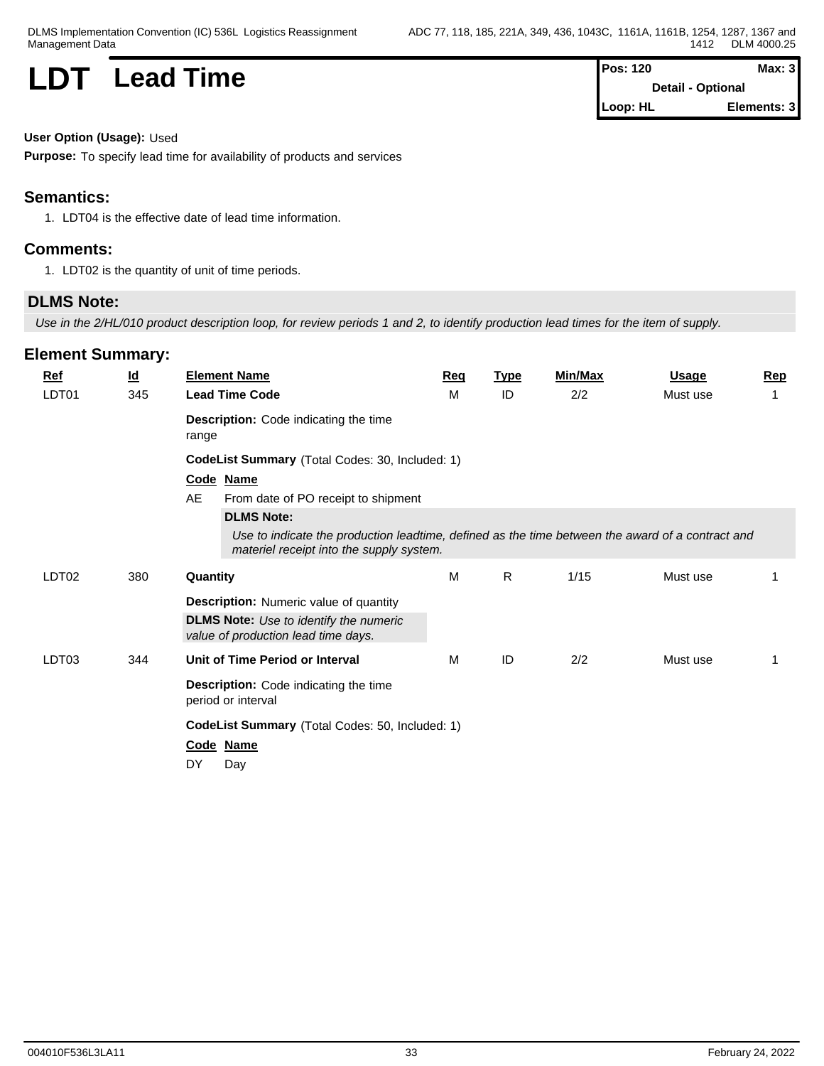# LDT Lead Time

| Pos: 120 | Max: 3 |
| --- | --- |
| Detail - Optional | |
| Loop: HL | Elements: 3 |

**User Option (Usage):** Used

**Purpose:** To specify lead time for availability of products and services

## Semantics:

1. LDT04 is the effective date of lead time information.

## Comments:

1. LDT02 is the quantity of unit of time periods.

## DLMS Note:

*Use in the 2/HL/010 product description loop, for review periods 1 and 2, to identify production lead times for the item of supply.*

## Element Summary:

| Ref | Id | Element Name | Req | Type | Min/Max | Usage | Rep |
| --- | --- | --- | --- | --- | --- | --- | --- |
| LDT01 | 345 | **Lead Time Code** | M | ID | 2/2 | Must use | 1 |
| LDT02 | 380 | **Quantity** | M | R | 1/15 | Must use | 1 |
| LDT03 | 344 | **Unit of Time Period or Interval** | M | ID | 2/2 | Must use | 1 |

### LDT01 — Lead Time Code

**Description:** Code indicating the time range

**CodeList Summary** (Total Codes: 30, Included: 1)

| Code | Name |
| --- | --- |
| AE | From date of PO receipt to shipment |

**DLMS Note:**

*Use to indicate the production leadtime, defined as the time between the award of a contract and materiel receipt into the supply system.*

### LDT02 — Quantity

**Description:** Numeric value of quantity

**DLMS Note:** *Use to identify the numeric value of production lead time days.*

### LDT03 — Unit of Time Period or Interval

**Description:** Code indicating the time period or interval

**CodeList Summary** (Total Codes: 50, Included: 1)

| Code | Name |
| --- | --- |
| DY | Day |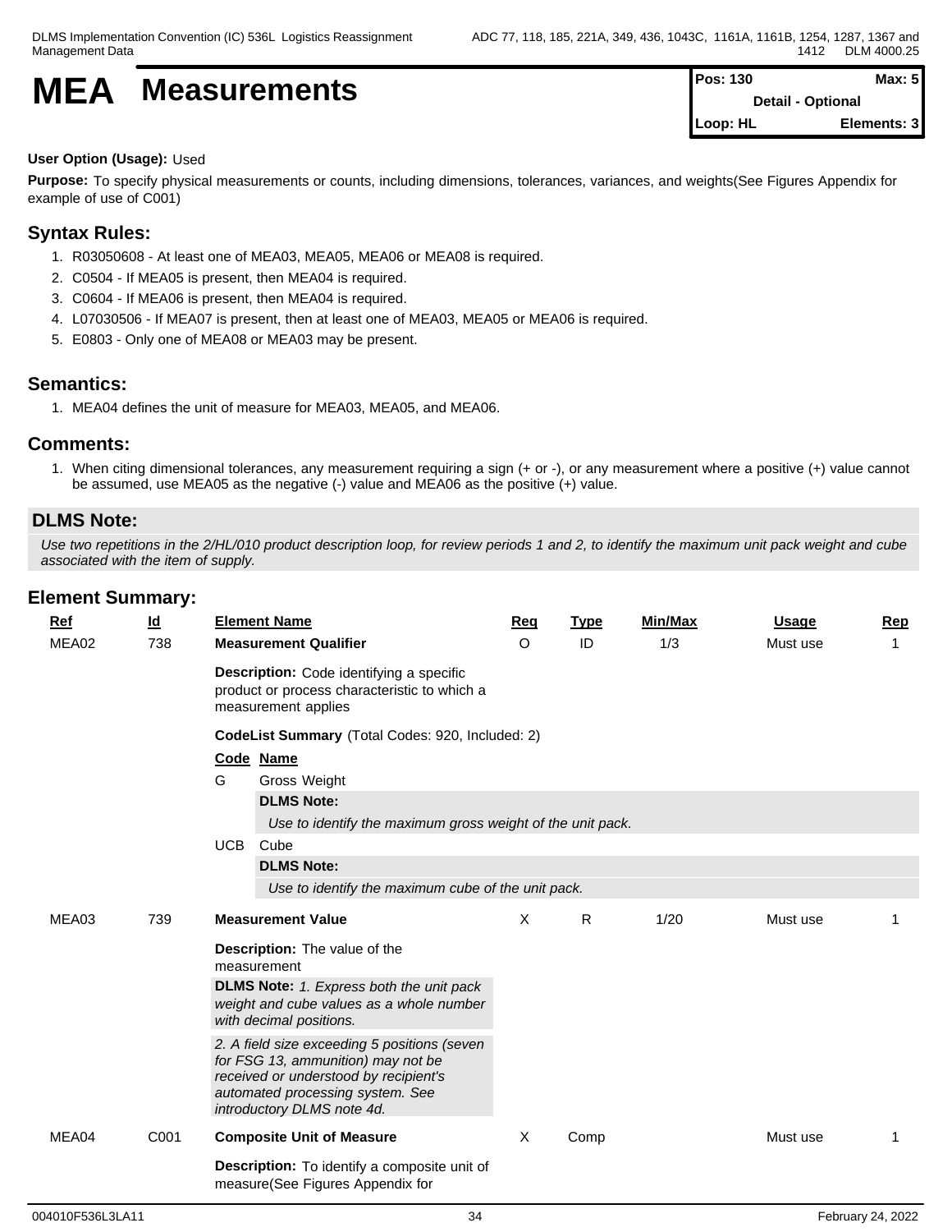# MEA Measurements

| Pos: 130 | Max: 5 |
|---|---|
| Detail - Optional | |
| Loop: HL | Elements: 3 |

**User Option (Usage):** Used

**Purpose:** To specify physical measurements or counts, including dimensions, tolerances, variances, and weights(See Figures Appendix for example of use of C001)

## Syntax Rules:

1. R03050608 - At least one of MEA03, MEA05, MEA06 or MEA08 is required.
2. C0504 - If MEA05 is present, then MEA04 is required.
3. C0604 - If MEA06 is present, then MEA04 is required.
4. L07030506 - If MEA07 is present, then at least one of MEA03, MEA05 or MEA06 is required.
5. E0803 - Only one of MEA08 or MEA03 may be present.

## Semantics:

1. MEA04 defines the unit of measure for MEA03, MEA05, and MEA06.

## Comments:

1. When citing dimensional tolerances, any measurement requiring a sign (+ or -), or any measurement where a positive (+) value cannot be assumed, use MEA05 as the negative (-) value and MEA06 as the positive (+) value.

## DLMS Note:

*Use two repetitions in the 2/HL/010 product description loop, for review periods 1 and 2, to identify the maximum unit pack weight and cube associated with the item of supply.*

## Element Summary:

| Ref | Id | Element Name | Req | Type | Min/Max | Usage | Rep |
|---|---|---|---|---|---|---|---|
| MEA02 | 738 | **Measurement Qualifier** | O | ID | 1/3 | Must use | 1 |
| MEA03 | 739 | **Measurement Value** | X | R | 1/20 | Must use | 1 |
| MEA04 | C001 | **Composite Unit of Measure** | X | Comp | | Must use | 1 |

**MEA02**

**Description:** Code identifying a specific product or process characteristic to which a measurement applies

**CodeList Summary** (Total Codes: 920, Included: 2)

| Code | Name |
|---|---|
| G | Gross Weight |
| UCB | Cube |

- **G** — **DLMS Note:** *Use to identify the maximum gross weight of the unit pack.*
- **UCB** — **DLMS Note:** *Use to identify the maximum cube of the unit pack.*

**MEA03**

**Description:** The value of the measurement

**DLMS Note:** *1. Express both the unit pack weight and cube values as a whole number with decimal positions.*

*2. A field size exceeding 5 positions (seven for FSG 13, ammunition) may not be received or understood by recipient's automated processing system. See introductory DLMS note 4d.*

**MEA04**

**Description:** To identify a composite unit of measure(See Figures Appendix for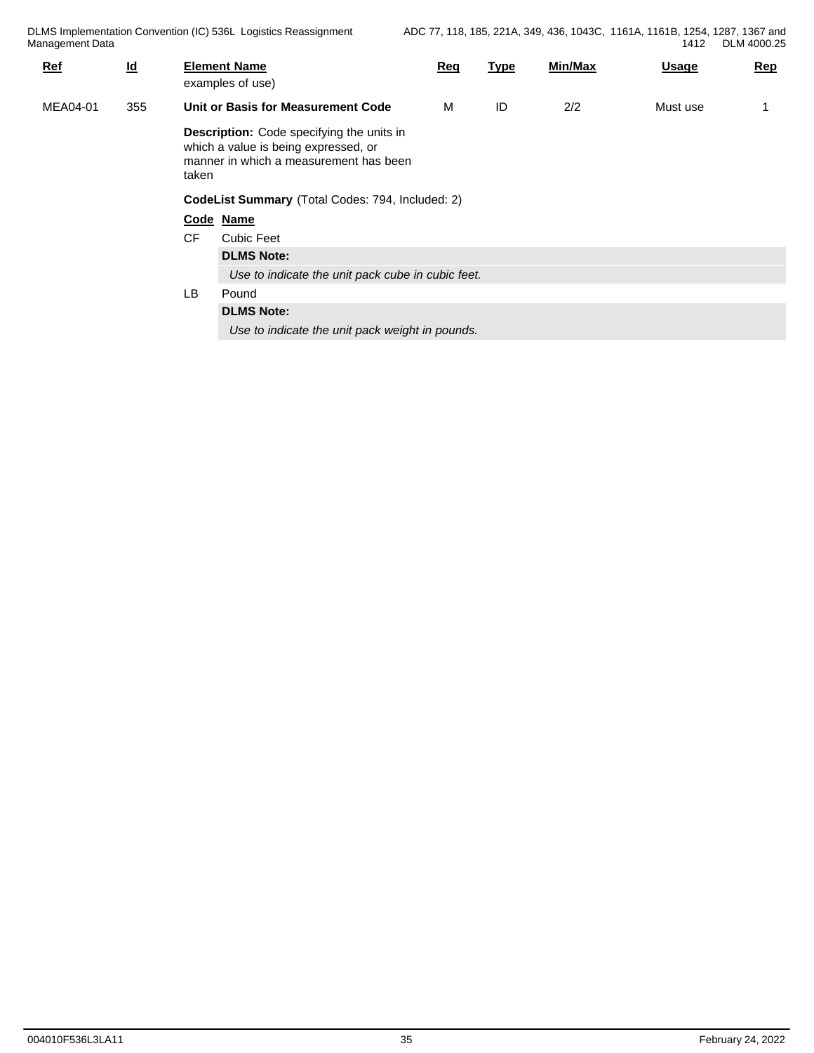| Ref | Id | Element Name | Req | Type | Min/Max | Usage | Rep |
|---|---|---|---|---|---|---|---|
| | | examples of use) | | | | | |
| MEA04-01 | 355 | **Unit or Basis for Measurement Code** | M | ID | 2/2 | Must use | 1 |

**Description:** Code specifying the units in which a value is being expressed, or manner in which a measurement has been taken

**CodeList Summary** (Total Codes: 794, Included: 2)

| Code | Name |
|---|---|
| CF | Cubic Feet |
| | **DLMS Note:** |
| | *Use to indicate the unit pack cube in cubic feet.* |
| LB | Pound |
| | **DLMS Note:** |
| | *Use to indicate the unit pack weight in pounds.* |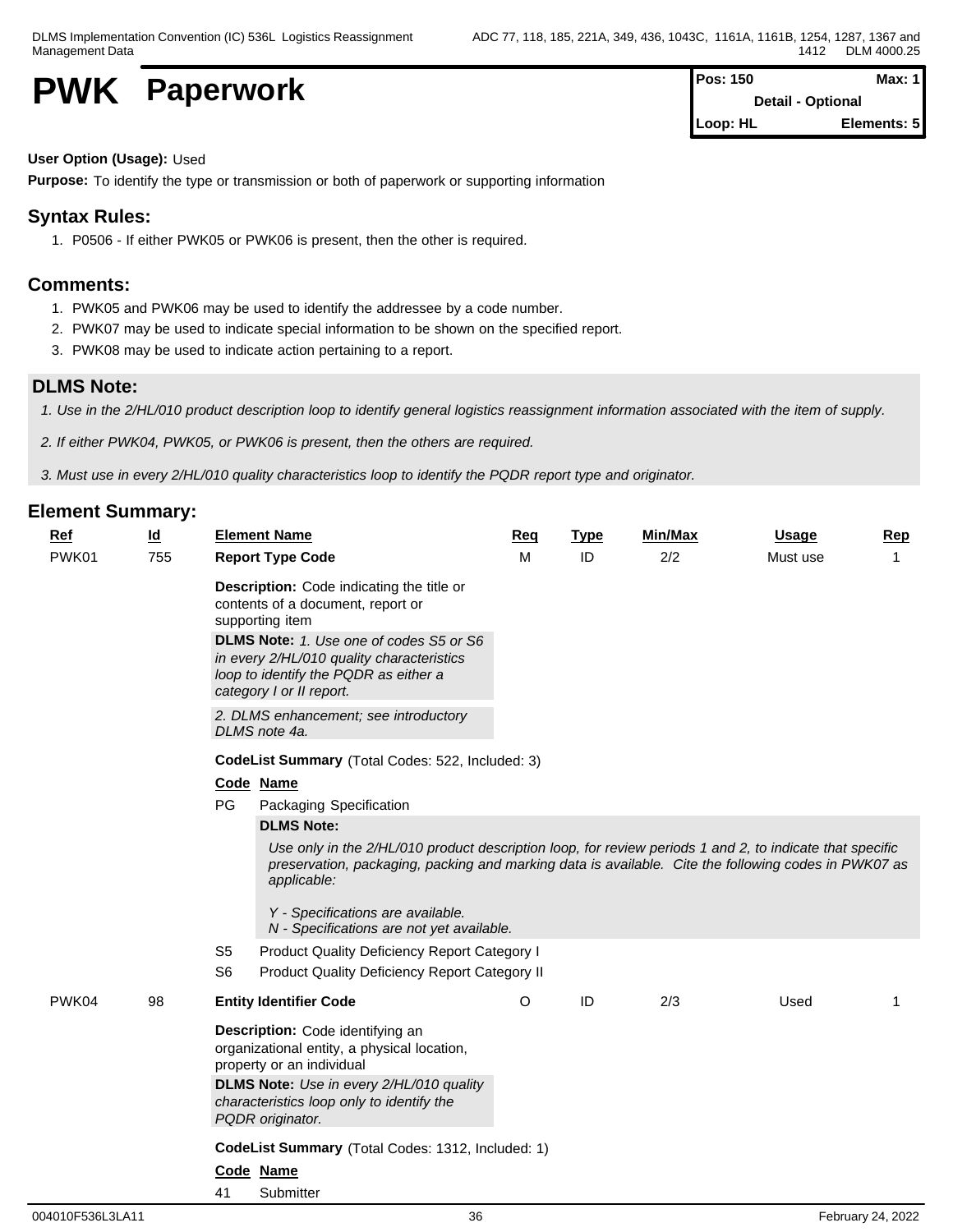# PWK Paperwork

| Pos: 150 | Max: 1 |
|---|---|
| Detail - Optional | |
| Loop: HL | Elements: 5 |

**User Option (Usage):** Used

**Purpose:** To identify the type or transmission or both of paperwork or supporting information

## Syntax Rules:

1. P0506 - If either PWK05 or PWK06 is present, then the other is required.

## Comments:

1. PWK05 and PWK06 may be used to identify the addressee by a code number.
2. PWK07 may be used to indicate special information to be shown on the specified report.
3. PWK08 may be used to indicate action pertaining to a report.

## DLMS Note:

*1. Use in the 2/HL/010 product description loop to identify general logistics reassignment information associated with the item of supply.*

*2. If either PWK04, PWK05, or PWK06 is present, then the others are required.*

*3. Must use in every 2/HL/010 quality characteristics loop to identify the PQDR report type and originator.*

## Element Summary:

| Ref | Id | Element Name | Req | Type | Min/Max | Usage | Rep |
|---|---|---|---|---|---|---|---|
| PWK01 | 755 | **Report Type Code** | M | ID | 2/2 | Must use | 1 |

**Description:** Code indicating the title or contents of a document, report or supporting item

**DLMS Note:** *1. Use one of codes S5 or S6 in every 2/HL/010 quality characteristics loop to identify the PQDR as either a category I or II report.*

*2. DLMS enhancement; see introductory DLMS note 4a.*

**CodeList Summary** (Total Codes: 522, Included: 3)

| Code | Name |
|---|---|
| PG | Packaging Specification |
| S5 | Product Quality Deficiency Report Category I |
| S6 | Product Quality Deficiency Report Category II |

PG — **DLMS Note:**

*Use only in the 2/HL/010 product description loop, for review periods 1 and 2, to indicate that specific preservation, packaging, packing and marking data is available. Cite the following codes in PWK07 as applicable:*

*Y - Specifications are available.*
*N - Specifications are not yet available.*

| Ref | Id | Element Name | Req | Type | Min/Max | Usage | Rep |
|---|---|---|---|---|---|---|---|
| PWK04 | 98 | **Entity Identifier Code** | O | ID | 2/3 | Used | 1 |

**Description:** Code identifying an organizational entity, a physical location, property or an individual

**DLMS Note:** *Use in every 2/HL/010 quality characteristics loop only to identify the PQDR originator.*

**CodeList Summary** (Total Codes: 1312, Included: 1)

| Code | Name |
|---|---|
| 41 | Submitter |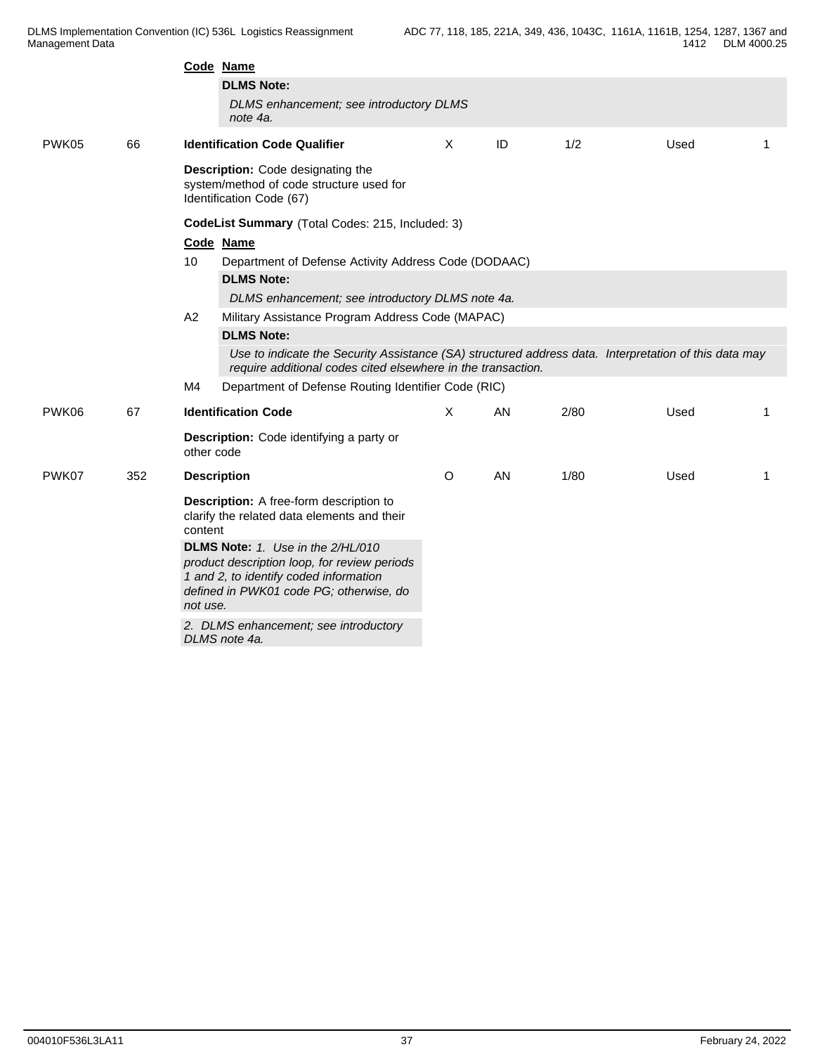**Code Name**

**DLMS Note:**

*DLMS enhancement; see introductory DLMS note 4a.*

| | | | | | | | |
|---|---|---|---|---|---|---|---|
| PWK05 | 66 | **Identification Code Qualifier** | X | ID | 1/2 | Used | 1 |

**Description:** Code designating the system/method of code structure used for Identification Code (67)

**CodeList Summary** (Total Codes: 215, Included: 3)

**Code Name**

10 Department of Defense Activity Address Code (DODAAC)

**DLMS Note:**

*DLMS enhancement; see introductory DLMS note 4a.*

A2 Military Assistance Program Address Code (MAPAC)

**DLMS Note:**

*Use to indicate the Security Assistance (SA) structured address data. Interpretation of this data may require additional codes cited elsewhere in the transaction.*

M4 Department of Defense Routing Identifier Code (RIC)

| | | | | | | | |
|---|---|---|---|---|---|---|---|
| PWK06 | 67 | **Identification Code** | X | AN | 2/80 | Used | 1 |

**Description:** Code identifying a party or other code

| | | | | | | | |
|---|---|---|---|---|---|---|---|
| PWK07 | 352 | **Description** | O | AN | 1/80 | Used | 1 |

**Description:** A free-form description to clarify the related data elements and their content

**DLMS Note:** *1. Use in the 2/HL/010 product description loop, for review periods 1 and 2, to identify coded information defined in PWK01 code PG; otherwise, do not use.*

*2. DLMS enhancement; see introductory DLMS note 4a.*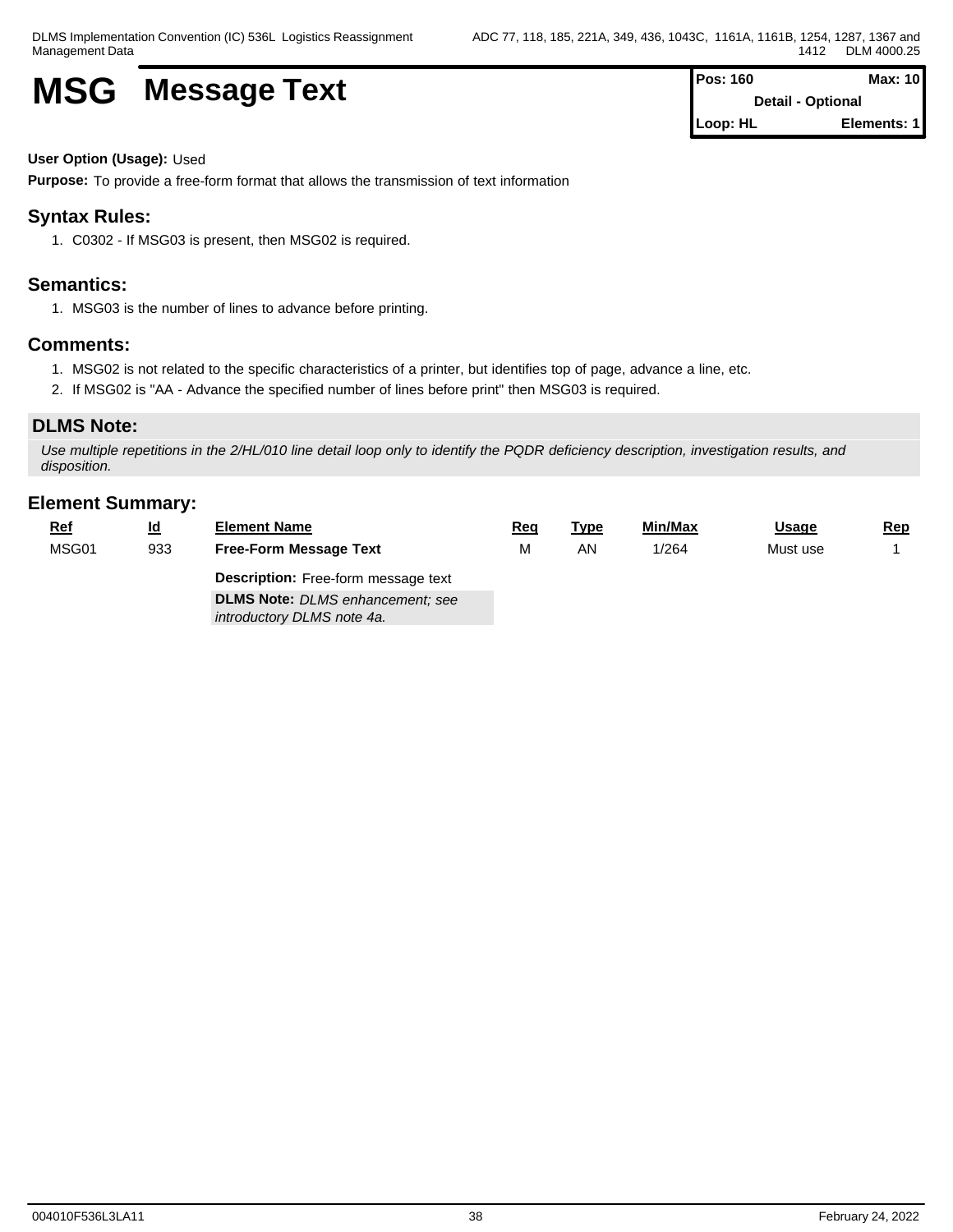# MSG Message Text

| Pos: 160 | Max: 10 |
|---|---|
| Detail - Optional | |
| Loop: HL | Elements: 1 |

**User Option (Usage):** Used

**Purpose:** To provide a free-form format that allows the transmission of text information

## Syntax Rules:

1. C0302 - If MSG03 is present, then MSG02 is required.

## Semantics:

1. MSG03 is the number of lines to advance before printing.

## Comments:

1. MSG02 is not related to the specific characteristics of a printer, but identifies top of page, advance a line, etc.
2. If MSG02 is "AA - Advance the specified number of lines before print" then MSG03 is required.

## DLMS Note:

*Use multiple repetitions in the 2/HL/010 line detail loop only to identify the PQDR deficiency description, investigation results, and disposition.*

## Element Summary:

| Ref | Id | Element Name | Req | Type | Min/Max | Usage | Rep |
|---|---|---|---|---|---|---|---|
| MSG01 | 933 | **Free-Form Message Text** | M | AN | 1/264 | Must use | 1 |
| | | **Description:** Free-form message text | | | | | |
| | | **DLMS Note:** *DLMS enhancement; see introductory DLMS note 4a.* | | | | | |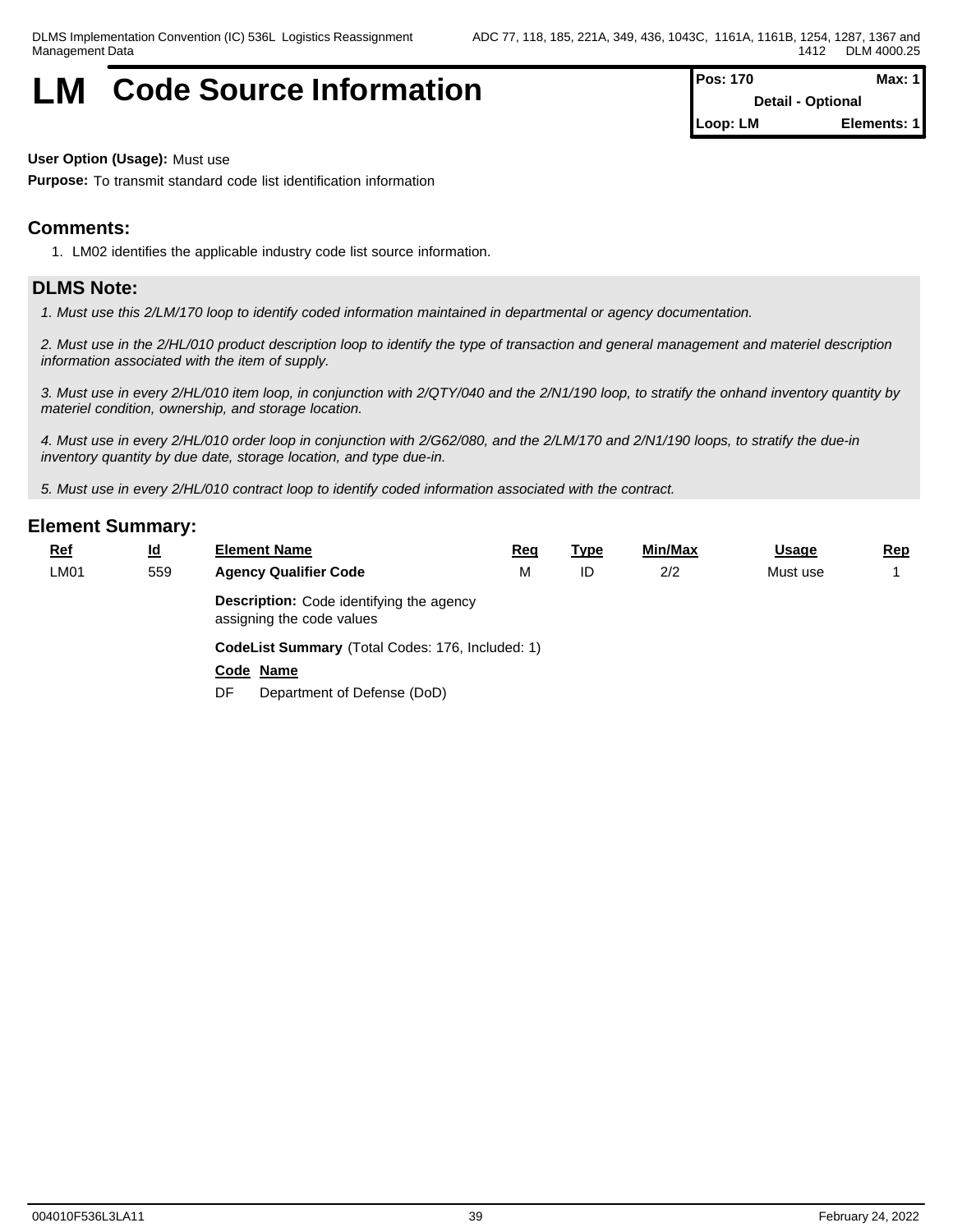# LM Code Source Information

| Pos: 170 | Max: 1 |
|---|---|
| Detail - Optional | |
| Loop: LM | Elements: 1 |

**User Option (Usage):** Must use

**Purpose:** To transmit standard code list identification information

## Comments:

1. LM02 identifies the applicable industry code list source information.

## DLMS Note:

*1. Must use this 2/LM/170 loop to identify coded information maintained in departmental or agency documentation.*

*2. Must use in the 2/HL/010 product description loop to identify the type of transaction and general management and materiel description information associated with the item of supply.*

*3. Must use in every 2/HL/010 item loop, in conjunction with 2/QTY/040 and the 2/N1/190 loop, to stratify the onhand inventory quantity by materiel condition, ownership, and storage location.*

*4. Must use in every 2/HL/010 order loop in conjunction with 2/G62/080, and the 2/LM/170 and 2/N1/190 loops, to stratify the due-in inventory quantity by due date, storage location, and type due-in.*

*5. Must use in every 2/HL/010 contract loop to identify coded information associated with the contract.*

## Element Summary:

| Ref | Id | Element Name | Req | Type | Min/Max | Usage | Rep |
|---|---|---|---|---|---|---|---|
| LM01 | 559 | **Agency Qualifier Code** | M | ID | 2/2 | Must use | 1 |

**Description:** Code identifying the agency assigning the code values

**CodeList Summary** (Total Codes: 176, Included: 1)

| Code | Name |
|---|---|
| DF | Department of Defense (DoD) |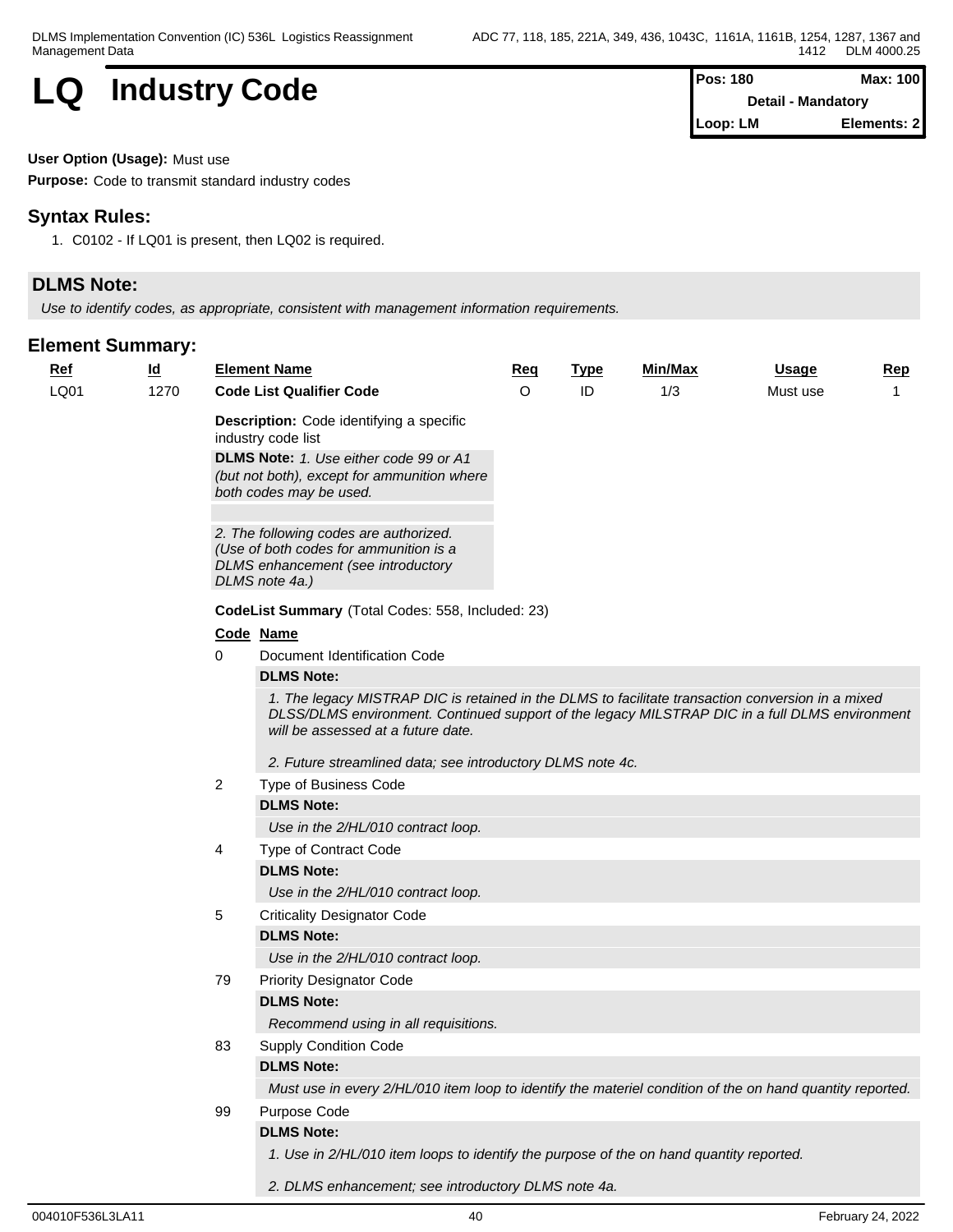# LQ Industry Code

| Pos: 180 | Max: 100 |
|---|---|
| Detail - Mandatory | |
| Loop: LM | Elements: 2 |

**User Option (Usage):** Must use

**Purpose:** Code to transmit standard industry codes

## Syntax Rules:

1. C0102 - If LQ01 is present, then LQ02 is required.

## DLMS Note:

*Use to identify codes, as appropriate, consistent with management information requirements.*

## Element Summary:

| Ref | Id | Element Name | Req | Type | Min/Max | Usage | Rep |
|---|---|---|---|---|---|---|---|
| LQ01 | 1270 | **Code List Qualifier Code** | O | ID | 1/3 | Must use | 1 |

**Description:** Code identifying a specific industry code list

**DLMS Note:** *1. Use either code 99 or A1 (but not both), except for ammunition where both codes may be used.*

*2. The following codes are authorized. (Use of both codes for ammunition is a DLMS enhancement (see introductory DLMS note 4a.)*

**CodeList Summary** (Total Codes: 558, Included: 23)

| Code | Name |
|---|---|
| 0 | Document Identification Code |
| | **DLMS Note:** |
| | *1. The legacy MISTRAP DIC is retained in the DLMS to facilitate transaction conversion in a mixed DLSS/DLMS environment. Continued support of the legacy MILSTRAP DIC in a full DLMS environment will be assessed at a future date.* |
| | *2. Future streamlined data; see introductory DLMS note 4c.* |
| 2 | Type of Business Code |
| | **DLMS Note:** |
| | *Use in the 2/HL/010 contract loop.* |
| 4 | Type of Contract Code |
| | **DLMS Note:** |
| | *Use in the 2/HL/010 contract loop.* |
| 5 | Criticality Designator Code |
| | **DLMS Note:** |
| | *Use in the 2/HL/010 contract loop.* |
| 79 | Priority Designator Code |
| | **DLMS Note:** |
| | *Recommend using in all requisitions.* |
| 83 | Supply Condition Code |
| | **DLMS Note:** |
| | *Must use in every 2/HL/010 item loop to identify the materiel condition of the on hand quantity reported.* |
| 99 | Purpose Code |
| | **DLMS Note:** |
| | *1. Use in 2/HL/010 item loops to identify the purpose of the on hand quantity reported.* |
| | *2. DLMS enhancement; see introductory DLMS note 4a.* |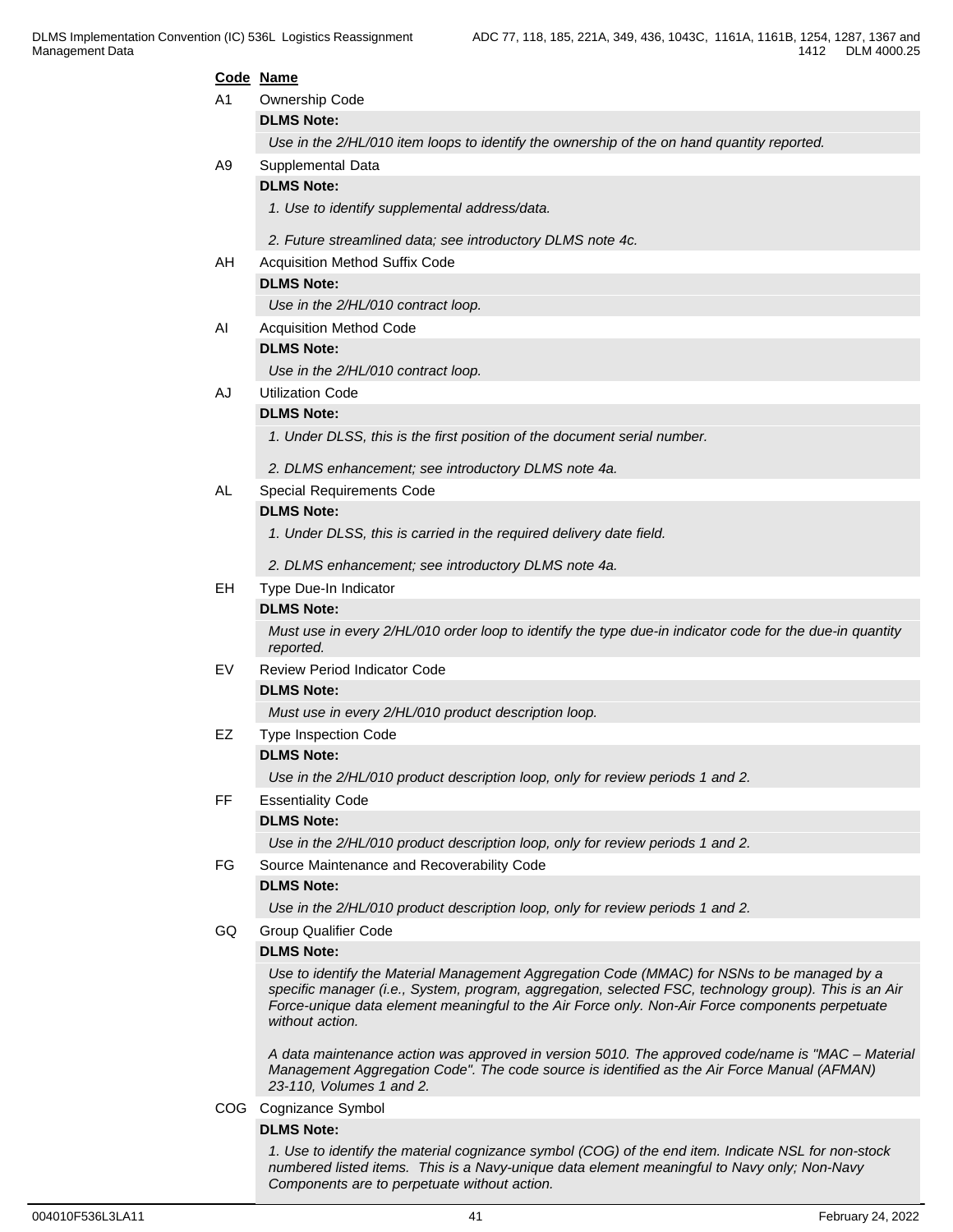| Code | Name |
|---|---|
| A1 | Ownership Code |
| | **DLMS Note:** |
| | *Use in the 2/HL/010 item loops to identify the ownership of the on hand quantity reported.* |
| A9 | Supplemental Data |
| | **DLMS Note:** |
| | *1. Use to identify supplemental address/data.* |
| | *2. Future streamlined data; see introductory DLMS note 4c.* |
| AH | Acquisition Method Suffix Code |
| | **DLMS Note:** |
| | *Use in the 2/HL/010 contract loop.* |
| AI | Acquisition Method Code |
| | **DLMS Note:** |
| | *Use in the 2/HL/010 contract loop.* |
| AJ | Utilization Code |
| | **DLMS Note:** |
| | *1. Under DLSS, this is the first position of the document serial number.* |
| | *2. DLMS enhancement; see introductory DLMS note 4a.* |
| AL | Special Requirements Code |
| | **DLMS Note:** |
| | *1. Under DLSS, this is carried in the required delivery date field.* |
| | *2. DLMS enhancement; see introductory DLMS note 4a.* |
| EH | Type Due-In Indicator |
| | **DLMS Note:** |
| | *Must use in every 2/HL/010 order loop to identify the type due-in indicator code for the due-in quantity reported.* |
| EV | Review Period Indicator Code |
| | **DLMS Note:** |
| | *Must use in every 2/HL/010 product description loop.* |
| EZ | Type Inspection Code |
| | **DLMS Note:** |
| | *Use in the 2/HL/010 product description loop, only for review periods 1 and 2.* |
| FF | Essentiality Code |
| | **DLMS Note:** |
| | *Use in the 2/HL/010 product description loop, only for review periods 1 and 2.* |
| FG | Source Maintenance and Recoverability Code |
| | **DLMS Note:** |
| | *Use in the 2/HL/010 product description loop, only for review periods 1 and 2.* |
| GQ | Group Qualifier Code |
| | **DLMS Note:** |
| | *Use to identify the Material Management Aggregation Code (MMAC) for NSNs to be managed by a specific manager (i.e., System, program, aggregation, selected FSC, technology group). This is an Air Force-unique data element meaningful to the Air Force only. Non-Air Force components perpetuate without action.* |
| | *A data maintenance action was approved in version 5010. The approved code/name is "MAC – Material Management Aggregation Code". The code source is identified as the Air Force Manual (AFMAN) 23-110, Volumes 1 and 2.* |
| COG | Cognizance Symbol |
| | **DLMS Note:** |
| | *1. Use to identify the material cognizance symbol (COG) of the end item. Indicate NSL for non-stock numbered listed items. This is a Navy-unique data element meaningful to Navy only; Non-Navy Components are to perpetuate without action.* |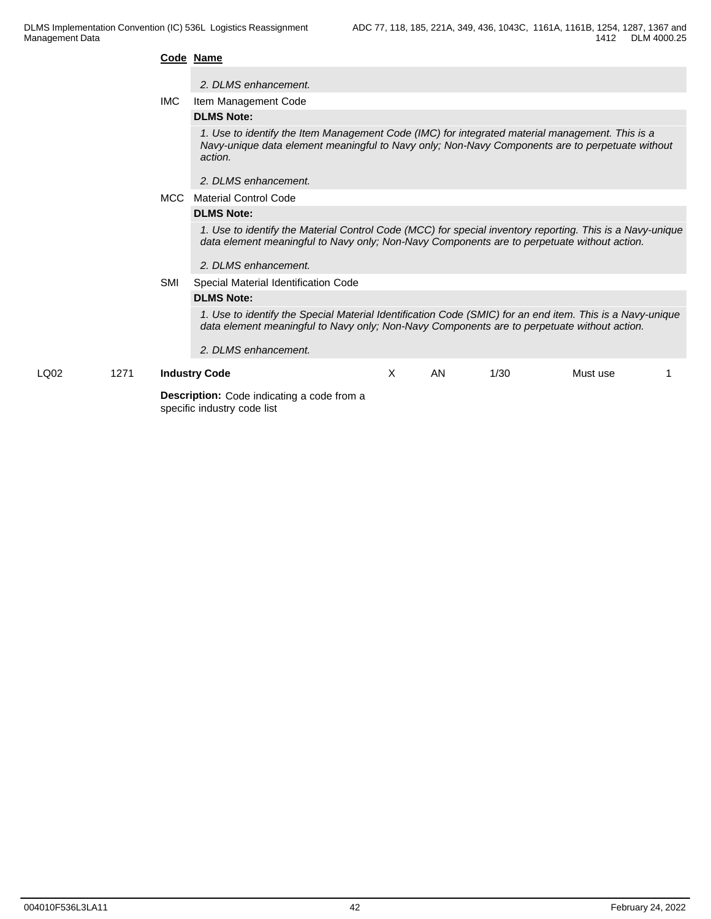**Code** **Name**

*2. DLMS enhancement.*

IMC Item Management Code

**DLMS Note:**

*1. Use to identify the Item Management Code (IMC) for integrated material management. This is a Navy-unique data element meaningful to Navy only; Non-Navy Components are to perpetuate without action.*

*2. DLMS enhancement.*

MCC Material Control Code

**DLMS Note:**

*1. Use to identify the Material Control Code (MCC) for special inventory reporting. This is a Navy-unique data element meaningful to Navy only; Non-Navy Components are to perpetuate without action.*

*2. DLMS enhancement.*

SMI Special Material Identification Code

**DLMS Note:**

*1. Use to identify the Special Material Identification Code (SMIC) for an end item. This is a Navy-unique data element meaningful to Navy only; Non-Navy Components are to perpetuate without action.*

*2. DLMS enhancement.*

| LQ02 | 1271 | **Industry Code** | X | AN | 1/30 | Must use | 1 |
|---|---|---|---|---|---|---|---|

**Description:** Code indicating a code from a specific industry code list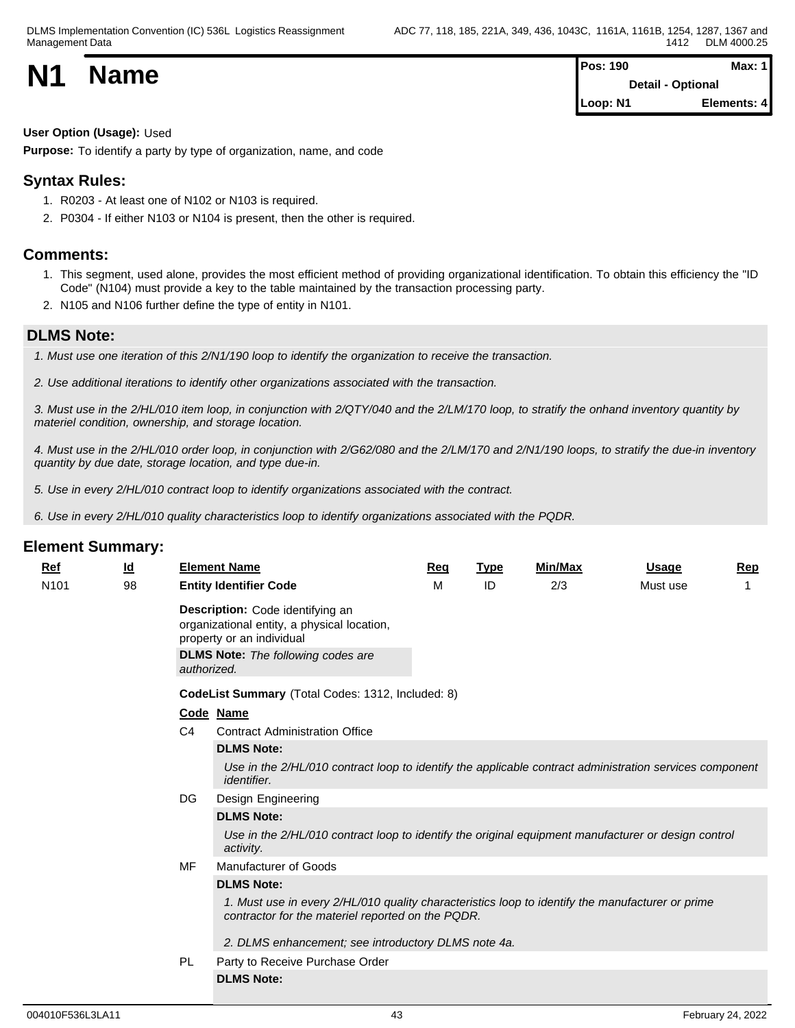# N1 Name

| Pos: 190 | Max: 1 |
|---|---|
| Detail - Optional | |
| Loop: N1 | Elements: 4 |

**User Option (Usage):** Used

**Purpose:** To identify a party by type of organization, name, and code

## Syntax Rules:

1. R0203 - At least one of N102 or N103 is required.
2. P0304 - If either N103 or N104 is present, then the other is required.

## Comments:

1. This segment, used alone, provides the most efficient method of providing organizational identification. To obtain this efficiency the "ID Code" (N104) must provide a key to the table maintained by the transaction processing party.
2. N105 and N106 further define the type of entity in N101.

## DLMS Note:

*1. Must use one iteration of this 2/N1/190 loop to identify the organization to receive the transaction.*

*2. Use additional iterations to identify other organizations associated with the transaction.*

*3. Must use in the 2/HL/010 item loop, in conjunction with 2/QTY/040 and the 2/LM/170 loop, to stratify the onhand inventory quantity by materiel condition, ownership, and storage location.*

*4. Must use in the 2/HL/010 order loop, in conjunction with 2/G62/080 and the 2/LM/170 and 2/N1/190 loops, to stratify the due-in inventory quantity by due date, storage location, and type due-in.*

*5. Use in every 2/HL/010 contract loop to identify organizations associated with the contract.*

*6. Use in every 2/HL/010 quality characteristics loop to identify organizations associated with the PQDR.*

## Element Summary:

| Ref | Id | Element Name | Req | Type | Min/Max | Usage | Rep |
|---|---|---|---|---|---|---|---|
| N101 | 98 | **Entity Identifier Code** | M | ID | 2/3 | Must use | 1 |

**Description:** Code identifying an organizational entity, a physical location, property or an individual

**DLMS Note:** *The following codes are authorized.*

**CodeList Summary** (Total Codes: 1312, Included: 8)

| Code | Name |
|---|---|
| C4 | Contract Administration Office |

**DLMS Note:**

*Use in the 2/HL/010 contract loop to identify the applicable contract administration services component identifier.*

| Code | Name |
|---|---|
| DG | Design Engineering |

**DLMS Note:**

*Use in the 2/HL/010 contract loop to identify the original equipment manufacturer or design control activity.*

| Code | Name |
|---|---|
| MF | Manufacturer of Goods |

**DLMS Note:**

*1. Must use in every 2/HL/010 quality characteristics loop to identify the manufacturer or prime contractor for the materiel reported on the PQDR.*

*2. DLMS enhancement; see introductory DLMS note 4a.*

| Code | Name |
|---|---|
| PL | Party to Receive Purchase Order |

**DLMS Note:**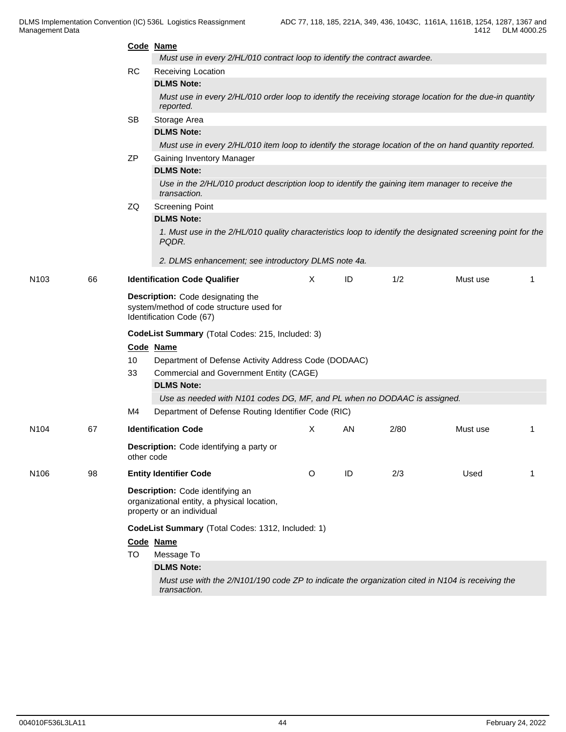**Code Name**

*Must use in every 2/HL/010 contract loop to identify the contract awardee.*

RC Receiving Location

**DLMS Note:**

*Must use in every 2/HL/010 order loop to identify the receiving storage location for the due-in quantity reported.*

SB Storage Area

**DLMS Note:**

*Must use in every 2/HL/010 item loop to identify the storage location of the on hand quantity reported.*

ZP Gaining Inventory Manager

**DLMS Note:**

*Use in the 2/HL/010 product description loop to identify the gaining item manager to receive the transaction.*

ZQ Screening Point

**DLMS Note:**

*1. Must use in the 2/HL/010 quality characteristics loop to identify the designated screening point for the PQDR.*

*2. DLMS enhancement; see introductory DLMS note 4a.*

| N103 | 66 | **Identification Code Qualifier** | X | ID | 1/2 | Must use | 1 |
|---|---|---|---|---|---|---|---|

**Description:** Code designating the system/method of code structure used for Identification Code (67)

**CodeList Summary** (Total Codes: 215, Included: 3)

**Code Name**

10 Department of Defense Activity Address Code (DODAAC)

33 Commercial and Government Entity (CAGE)

**DLMS Note:**

*Use as needed with N101 codes DG, MF, and PL when no DODAAC is assigned.*

M4 Department of Defense Routing Identifier Code (RIC)

| N104 | 67 | **Identification Code** | X | AN | 2/80 | Must use | 1 |
|---|---|---|---|---|---|---|---|

**Description:** Code identifying a party or other code

| N106 | 98 | **Entity Identifier Code** | O | ID | 2/3 | Used | 1 |
|---|---|---|---|---|---|---|---|

**Description:** Code identifying an organizational entity, a physical location, property or an individual

**CodeList Summary** (Total Codes: 1312, Included: 1)

**Code Name**

TO Message To

**DLMS Note:**

*Must use with the 2/N101/190 code ZP to indicate the organization cited in N104 is receiving the transaction.*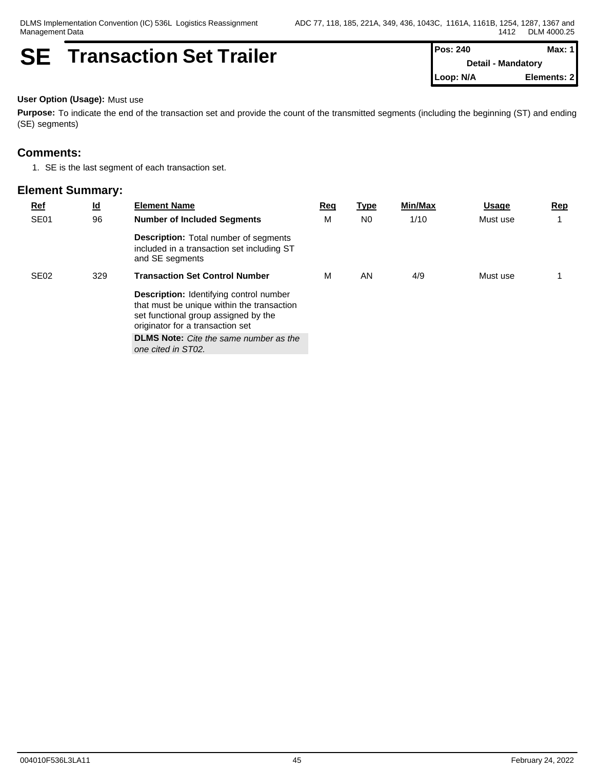# SE Transaction Set Trailer

| Pos: 240 | Max: 1 |
|---|---|
| Detail - Mandatory | |
| Loop: N/A | Elements: 2 |

**User Option (Usage):** Must use

**Purpose:** To indicate the end of the transaction set and provide the count of the transmitted segments (including the beginning (ST) and ending (SE) segments)

## Comments:

1. SE is the last segment of each transaction set.

## Element Summary:

| Ref | Id | Element Name | Req | Type | Min/Max | Usage | Rep |
|---|---|---|---|---|---|---|---|
| SE01 | 96 | **Number of Included Segments**<br><br>**Description:** Total number of segments included in a transaction set including ST and SE segments | M | N0 | 1/10 | Must use | 1 |
| SE02 | 329 | **Transaction Set Control Number**<br><br>**Description:** Identifying control number that must be unique within the transaction set functional group assigned by the originator for a transaction set<br><br>**DLMS Note:** *Cite the same number as the one cited in ST02.* | M | AN | 4/9 | Must use | 1 |